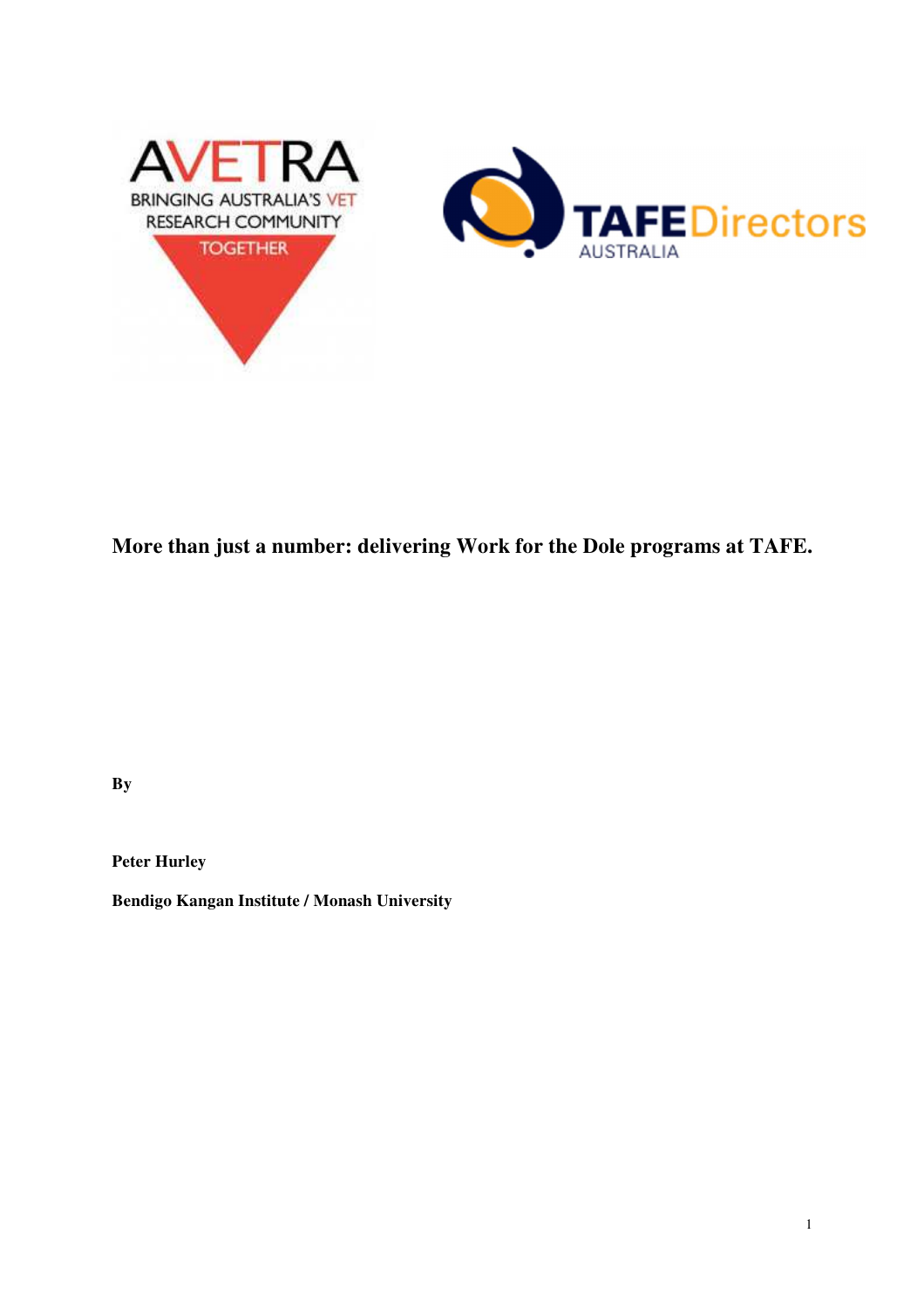# More than just a number: delivering Work for the Dole programs at TAFE.

**By**

**Peter Hurley**

**Bendigo Kangan Institute / Monash University**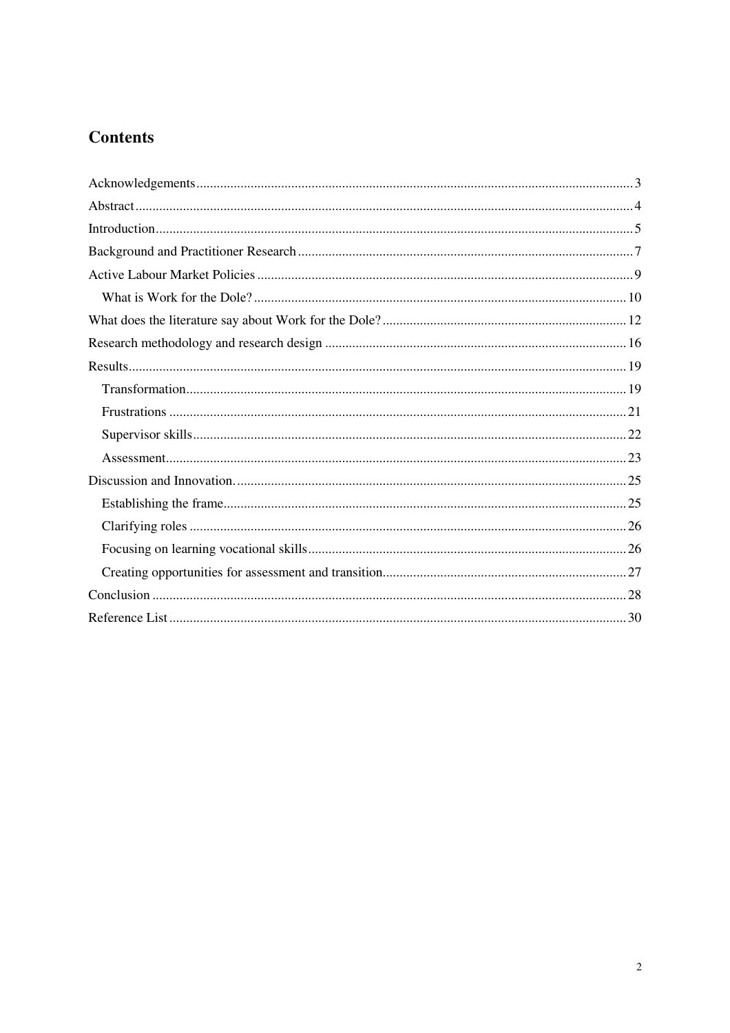# Contents

- Acknowledgements ........ 3
- Abstract ........ 4
- Introduction ........ 5
- Background and Practitioner Research ........ 7
- Active Labour Market Policies ........ 9
  - What is Work for the Dole? ........ 10
- What does the literature say about Work for the Dole? ........ 12
- Research methodology and research design ........ 16
- Results ........ 19
  - Transformation ........ 19
  - Frustrations ........ 21
  - Supervisor skills ........ 22
  - Assessment ........ 23
- Discussion and Innovation. ........ 25
  - Establishing the frame ........ 25
  - Clarifying roles ........ 26
  - Focusing on learning vocational skills ........ 26
  - Creating opportunities for assessment and transition ........ 27
- Conclusion ........ 28
- Reference List ........ 30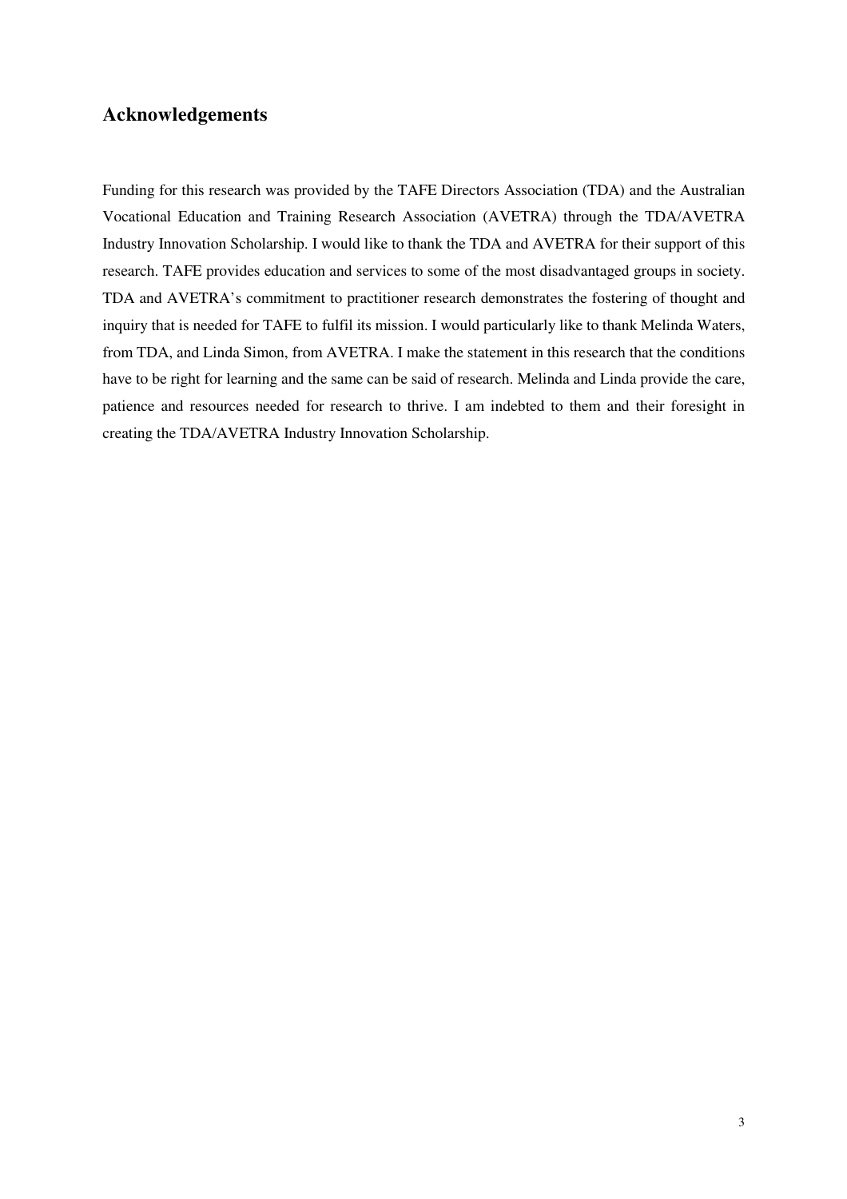## Acknowledgements

Funding for this research was provided by the TAFE Directors Association (TDA) and the Australian Vocational Education and Training Research Association (AVETRA) through the TDA/AVETRA Industry Innovation Scholarship. I would like to thank the TDA and AVETRA for their support of this research. TAFE provides education and services to some of the most disadvantaged groups in society. TDA and AVETRA's commitment to practitioner research demonstrates the fostering of thought and inquiry that is needed for TAFE to fulfil its mission. I would particularly like to thank Melinda Waters, from TDA, and Linda Simon, from AVETRA. I make the statement in this research that the conditions have to be right for learning and the same can be said of research. Melinda and Linda provide the care, patience and resources needed for research to thrive. I am indebted to them and their foresight in creating the TDA/AVETRA Industry Innovation Scholarship.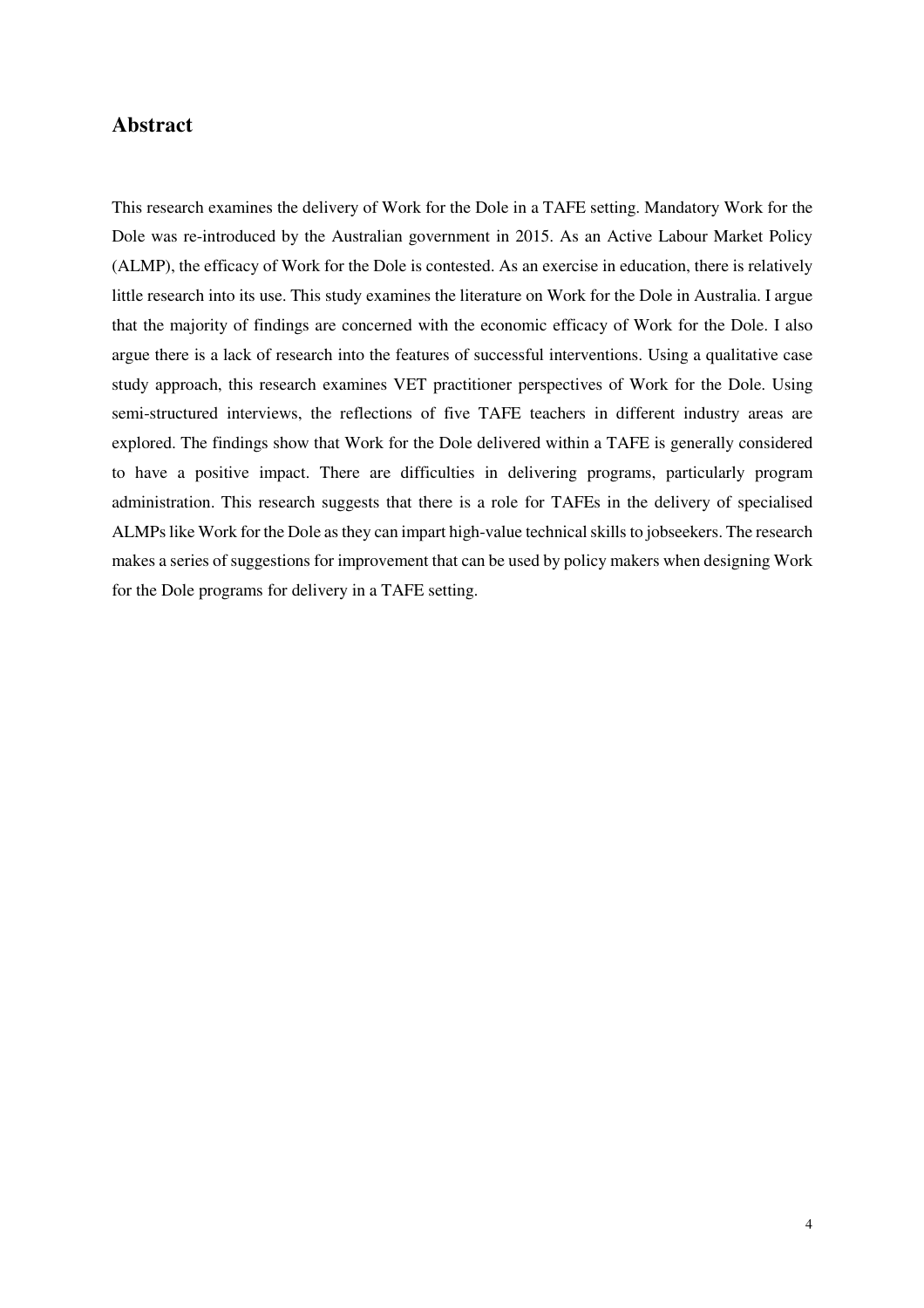## Abstract

This research examines the delivery of Work for the Dole in a TAFE setting. Mandatory Work for the Dole was re-introduced by the Australian government in 2015. As an Active Labour Market Policy (ALMP), the efficacy of Work for the Dole is contested. As an exercise in education, there is relatively little research into its use. This study examines the literature on Work for the Dole in Australia. I argue that the majority of findings are concerned with the economic efficacy of Work for the Dole. I also argue there is a lack of research into the features of successful interventions. Using a qualitative case study approach, this research examines VET practitioner perspectives of Work for the Dole. Using semi-structured interviews, the reflections of five TAFE teachers in different industry areas are explored. The findings show that Work for the Dole delivered within a TAFE is generally considered to have a positive impact. There are difficulties in delivering programs, particularly program administration. This research suggests that there is a role for TAFEs in the delivery of specialised ALMPs like Work for the Dole as they can impart high-value technical skills to jobseekers. The research makes a series of suggestions for improvement that can be used by policy makers when designing Work for the Dole programs for delivery in a TAFE setting.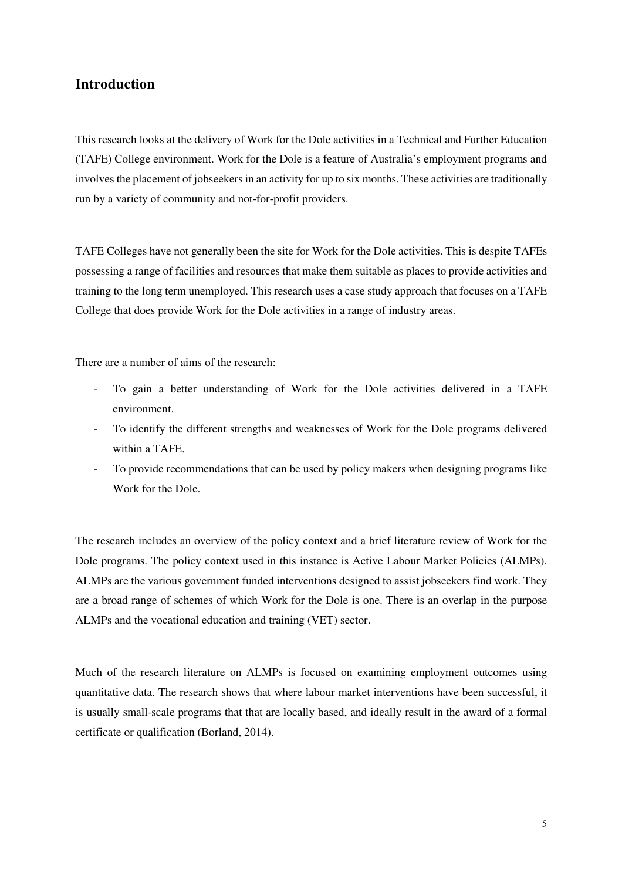## Introduction

This research looks at the delivery of Work for the Dole activities in a Technical and Further Education (TAFE) College environment. Work for the Dole is a feature of Australia's employment programs and involves the placement of jobseekers in an activity for up to six months. These activities are traditionally run by a variety of community and not-for-profit providers.

TAFE Colleges have not generally been the site for Work for the Dole activities. This is despite TAFEs possessing a range of facilities and resources that make them suitable as places to provide activities and training to the long term unemployed. This research uses a case study approach that focuses on a TAFE College that does provide Work for the Dole activities in a range of industry areas.

There are a number of aims of the research:

- To gain a better understanding of Work for the Dole activities delivered in a TAFE environment.
- To identify the different strengths and weaknesses of Work for the Dole programs delivered within a TAFE.
- To provide recommendations that can be used by policy makers when designing programs like Work for the Dole.

The research includes an overview of the policy context and a brief literature review of Work for the Dole programs. The policy context used in this instance is Active Labour Market Policies (ALMPs). ALMPs are the various government funded interventions designed to assist jobseekers find work. They are a broad range of schemes of which Work for the Dole is one. There is an overlap in the purpose ALMPs and the vocational education and training (VET) sector.

Much of the research literature on ALMPs is focused on examining employment outcomes using quantitative data. The research shows that where labour market interventions have been successful, it is usually small-scale programs that that are locally based, and ideally result in the award of a formal certificate or qualification (Borland, 2014).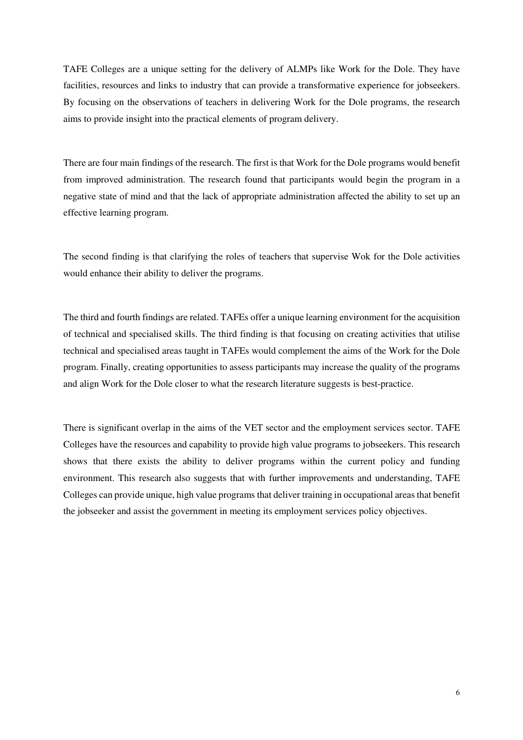TAFE Colleges are a unique setting for the delivery of ALMPs like Work for the Dole. They have facilities, resources and links to industry that can provide a transformative experience for jobseekers. By focusing on the observations of teachers in delivering Work for the Dole programs, the research aims to provide insight into the practical elements of program delivery.

There are four main findings of the research. The first is that Work for the Dole programs would benefit from improved administration. The research found that participants would begin the program in a negative state of mind and that the lack of appropriate administration affected the ability to set up an effective learning program.

The second finding is that clarifying the roles of teachers that supervise Wok for the Dole activities would enhance their ability to deliver the programs.

The third and fourth findings are related. TAFEs offer a unique learning environment for the acquisition of technical and specialised skills. The third finding is that focusing on creating activities that utilise technical and specialised areas taught in TAFEs would complement the aims of the Work for the Dole program. Finally, creating opportunities to assess participants may increase the quality of the programs and align Work for the Dole closer to what the research literature suggests is best-practice.

There is significant overlap in the aims of the VET sector and the employment services sector. TAFE Colleges have the resources and capability to provide high value programs to jobseekers. This research shows that there exists the ability to deliver programs within the current policy and funding environment. This research also suggests that with further improvements and understanding, TAFE Colleges can provide unique, high value programs that deliver training in occupational areas that benefit the jobseeker and assist the government in meeting its employment services policy objectives.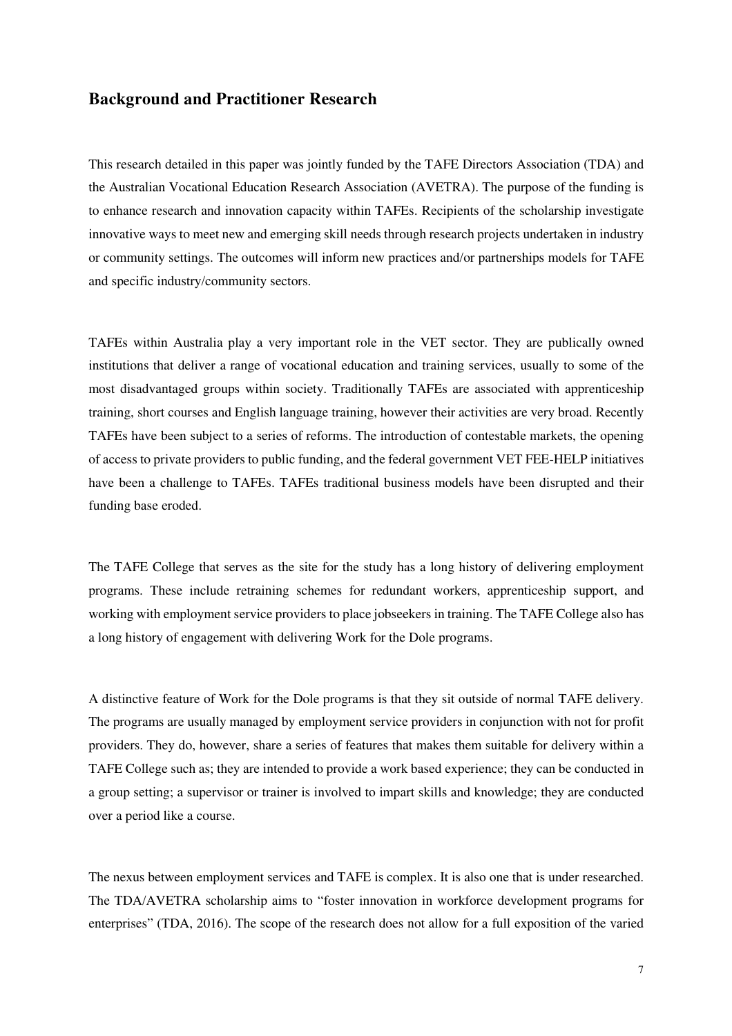## Background and Practitioner Research

This research detailed in this paper was jointly funded by the TAFE Directors Association (TDA) and the Australian Vocational Education Research Association (AVETRA). The purpose of the funding is to enhance research and innovation capacity within TAFEs. Recipients of the scholarship investigate innovative ways to meet new and emerging skill needs through research projects undertaken in industry or community settings. The outcomes will inform new practices and/or partnerships models for TAFE and specific industry/community sectors.

TAFEs within Australia play a very important role in the VET sector. They are publically owned institutions that deliver a range of vocational education and training services, usually to some of the most disadvantaged groups within society. Traditionally TAFEs are associated with apprenticeship training, short courses and English language training, however their activities are very broad. Recently TAFEs have been subject to a series of reforms. The introduction of contestable markets, the opening of access to private providers to public funding, and the federal government VET FEE-HELP initiatives have been a challenge to TAFEs. TAFEs traditional business models have been disrupted and their funding base eroded.

The TAFE College that serves as the site for the study has a long history of delivering employment programs. These include retraining schemes for redundant workers, apprenticeship support, and working with employment service providers to place jobseekers in training. The TAFE College also has a long history of engagement with delivering Work for the Dole programs.

A distinctive feature of Work for the Dole programs is that they sit outside of normal TAFE delivery. The programs are usually managed by employment service providers in conjunction with not for profit providers. They do, however, share a series of features that makes them suitable for delivery within a TAFE College such as; they are intended to provide a work based experience; they can be conducted in a group setting; a supervisor or trainer is involved to impart skills and knowledge; they are conducted over a period like a course.

The nexus between employment services and TAFE is complex. It is also one that is under researched. The TDA/AVETRA scholarship aims to "foster innovation in workforce development programs for enterprises" (TDA, 2016). The scope of the research does not allow for a full exposition of the varied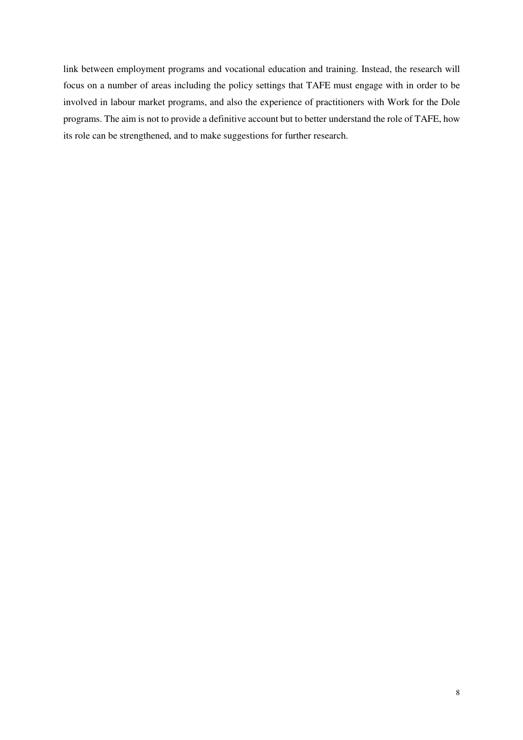link between employment programs and vocational education and training. Instead, the research will focus on a number of areas including the policy settings that TAFE must engage with in order to be involved in labour market programs, and also the experience of practitioners with Work for the Dole programs. The aim is not to provide a definitive account but to better understand the role of TAFE, how its role can be strengthened, and to make suggestions for further research.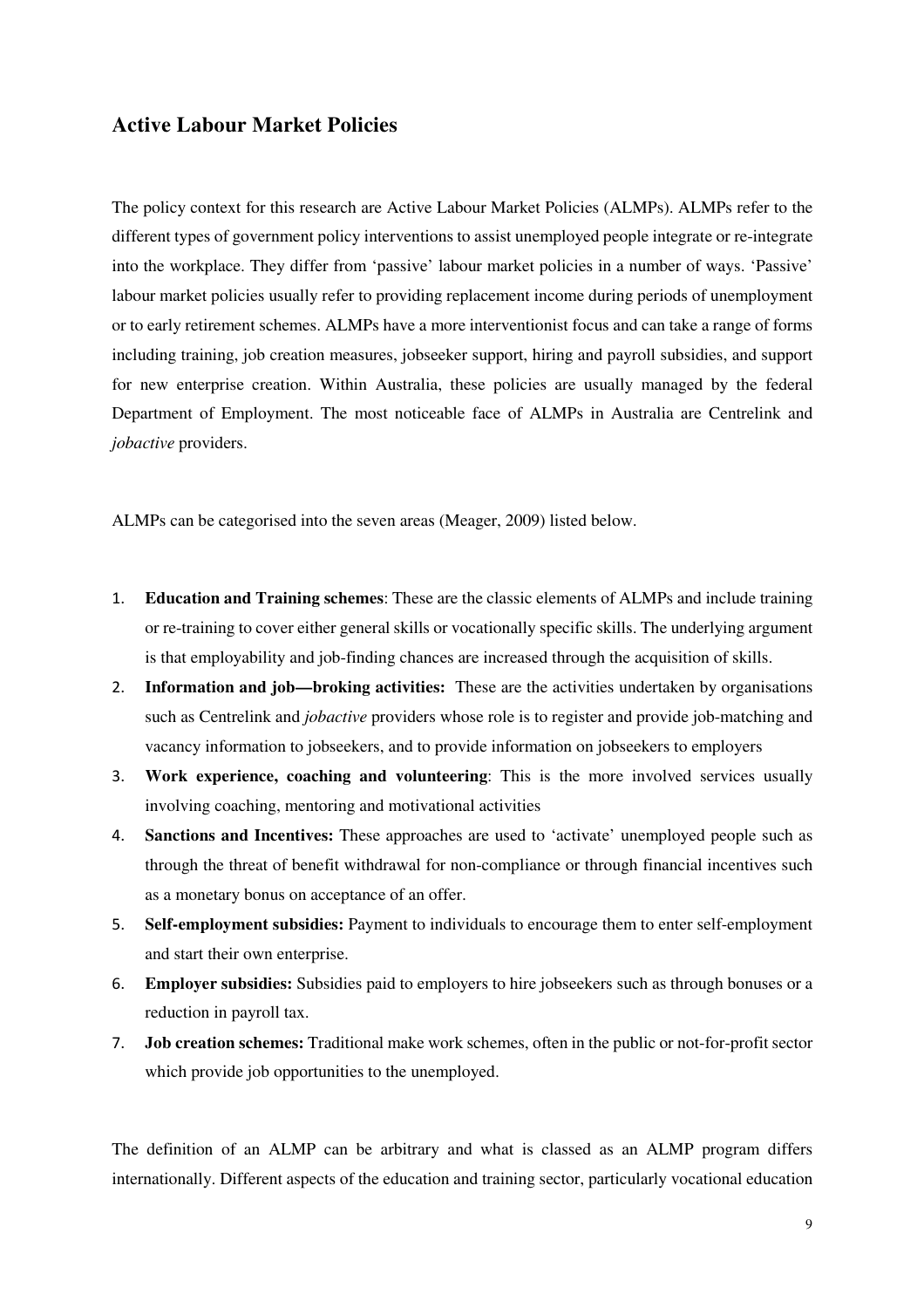## Active Labour Market Policies

The policy context for this research are Active Labour Market Policies (ALMPs). ALMPs refer to the different types of government policy interventions to assist unemployed people integrate or re-integrate into the workplace. They differ from 'passive' labour market policies in a number of ways. 'Passive' labour market policies usually refer to providing replacement income during periods of unemployment or to early retirement schemes. ALMPs have a more interventionist focus and can take a range of forms including training, job creation measures, jobseeker support, hiring and payroll subsidies, and support for new enterprise creation. Within Australia, these policies are usually managed by the federal Department of Employment. The most noticeable face of ALMPs in Australia are Centrelink and *jobactive* providers.

ALMPs can be categorised into the seven areas (Meager, 2009) listed below.

1. **Education and Training schemes**: These are the classic elements of ALMPs and include training or re-training to cover either general skills or vocationally specific skills. The underlying argument is that employability and job-finding chances are increased through the acquisition of skills.
2. **Information and job—broking activities:** These are the activities undertaken by organisations such as Centrelink and *jobactive* providers whose role is to register and provide job-matching and vacancy information to jobseekers, and to provide information on jobseekers to employers
3. **Work experience, coaching and volunteering**: This is the more involved services usually involving coaching, mentoring and motivational activities
4. **Sanctions and Incentives:** These approaches are used to 'activate' unemployed people such as through the threat of benefit withdrawal for non-compliance or through financial incentives such as a monetary bonus on acceptance of an offer.
5. **Self-employment subsidies:** Payment to individuals to encourage them to enter self-employment and start their own enterprise.
6. **Employer subsidies:** Subsidies paid to employers to hire jobseekers such as through bonuses or a reduction in payroll tax.
7. **Job creation schemes:** Traditional make work schemes, often in the public or not-for-profit sector which provide job opportunities to the unemployed.

The definition of an ALMP can be arbitrary and what is classed as an ALMP program differs internationally. Different aspects of the education and training sector, particularly vocational education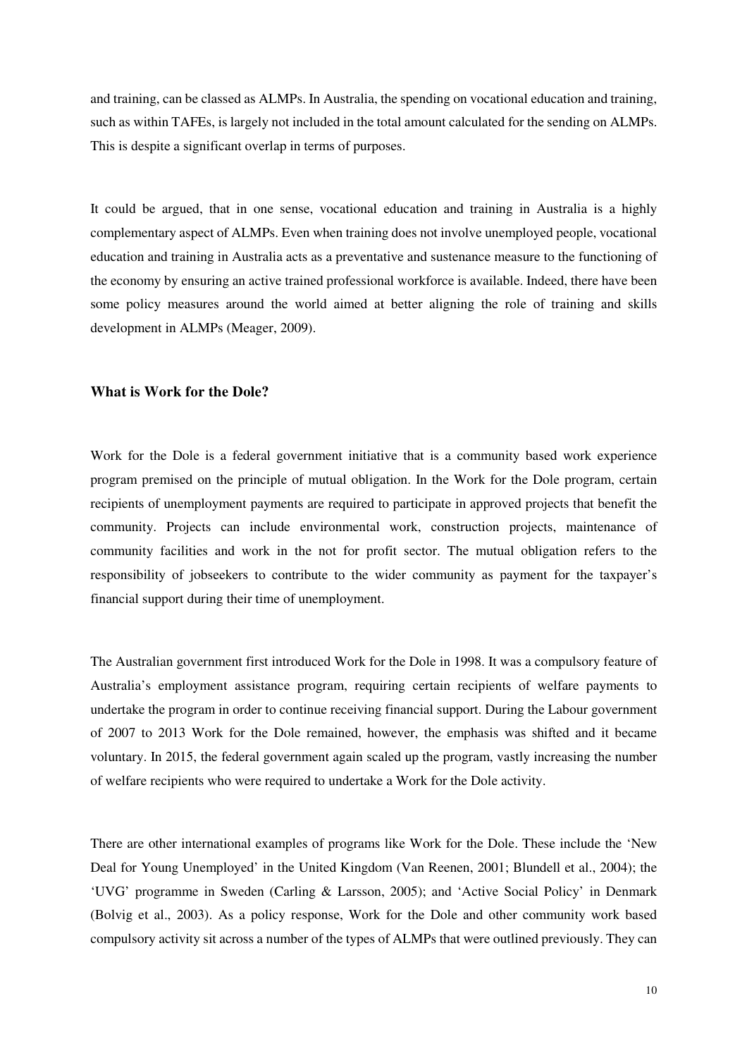and training, can be classed as ALMPs. In Australia, the spending on vocational education and training, such as within TAFEs, is largely not included in the total amount calculated for the sending on ALMPs. This is despite a significant overlap in terms of purposes.

It could be argued, that in one sense, vocational education and training in Australia is a highly complementary aspect of ALMPs. Even when training does not involve unemployed people, vocational education and training in Australia acts as a preventative and sustenance measure to the functioning of the economy by ensuring an active trained professional workforce is available. Indeed, there have been some policy measures around the world aimed at better aligning the role of training and skills development in ALMPs (Meager, 2009).

### What is Work for the Dole?

Work for the Dole is a federal government initiative that is a community based work experience program premised on the principle of mutual obligation. In the Work for the Dole program, certain recipients of unemployment payments are required to participate in approved projects that benefit the community. Projects can include environmental work, construction projects, maintenance of community facilities and work in the not for profit sector. The mutual obligation refers to the responsibility of jobseekers to contribute to the wider community as payment for the taxpayer's financial support during their time of unemployment.

The Australian government first introduced Work for the Dole in 1998. It was a compulsory feature of Australia's employment assistance program, requiring certain recipients of welfare payments to undertake the program in order to continue receiving financial support. During the Labour government of 2007 to 2013 Work for the Dole remained, however, the emphasis was shifted and it became voluntary. In 2015, the federal government again scaled up the program, vastly increasing the number of welfare recipients who were required to undertake a Work for the Dole activity.

There are other international examples of programs like Work for the Dole. These include the 'New Deal for Young Unemployed' in the United Kingdom (Van Reenen, 2001; Blundell et al., 2004); the 'UVG' programme in Sweden (Carling & Larsson, 2005); and 'Active Social Policy' in Denmark (Bolvig et al., 2003). As a policy response, Work for the Dole and other community work based compulsory activity sit across a number of the types of ALMPs that were outlined previously. They can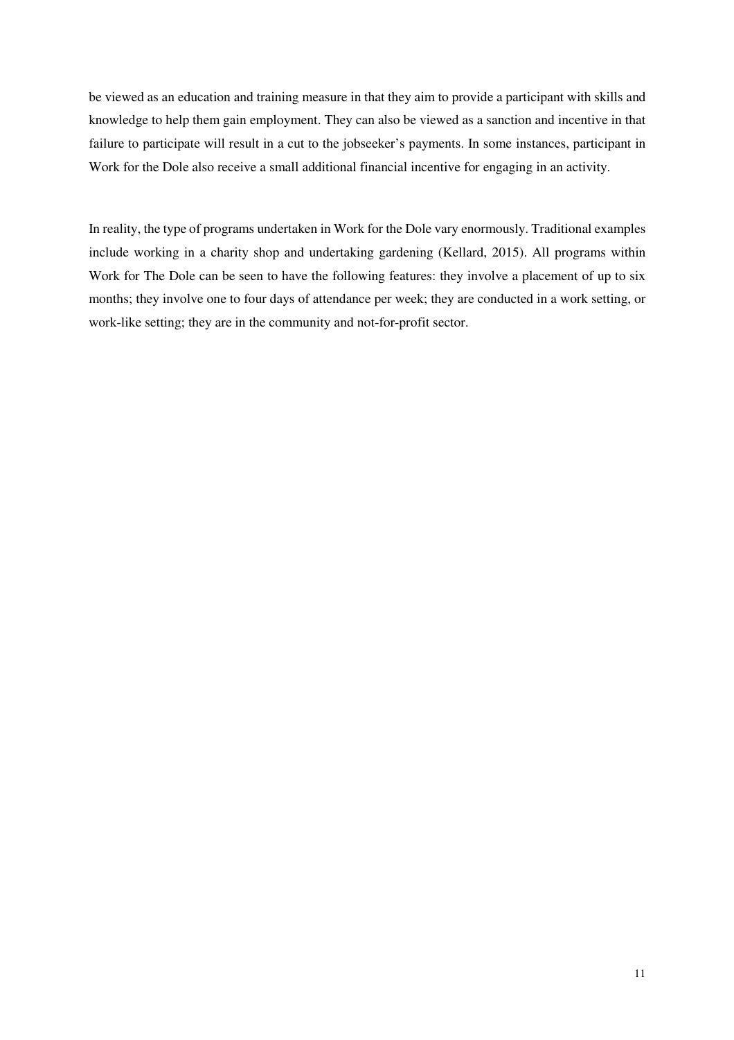be viewed as an education and training measure in that they aim to provide a participant with skills and knowledge to help them gain employment. They can also be viewed as a sanction and incentive in that failure to participate will result in a cut to the jobseeker's payments. In some instances, participant in Work for the Dole also receive a small additional financial incentive for engaging in an activity.

In reality, the type of programs undertaken in Work for the Dole vary enormously. Traditional examples include working in a charity shop and undertaking gardening (Kellard, 2015). All programs within Work for The Dole can be seen to have the following features: they involve a placement of up to six months; they involve one to four days of attendance per week; they are conducted in a work setting, or work-like setting; they are in the community and not-for-profit sector.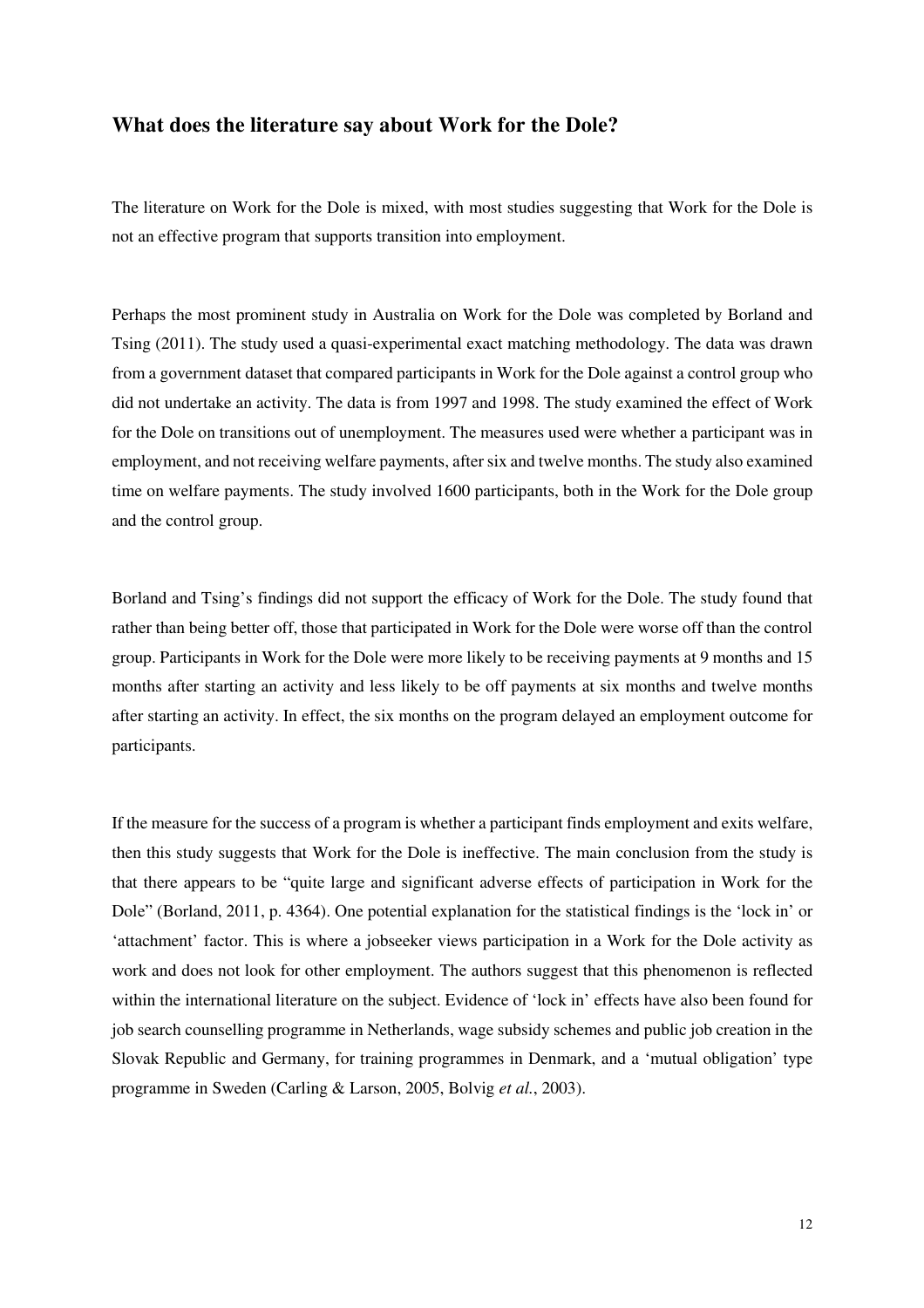## What does the literature say about Work for the Dole?

The literature on Work for the Dole is mixed, with most studies suggesting that Work for the Dole is not an effective program that supports transition into employment.

Perhaps the most prominent study in Australia on Work for the Dole was completed by Borland and Tsing (2011). The study used a quasi-experimental exact matching methodology. The data was drawn from a government dataset that compared participants in Work for the Dole against a control group who did not undertake an activity. The data is from 1997 and 1998. The study examined the effect of Work for the Dole on transitions out of unemployment. The measures used were whether a participant was in employment, and not receiving welfare payments, after six and twelve months. The study also examined time on welfare payments. The study involved 1600 participants, both in the Work for the Dole group and the control group.

Borland and Tsing's findings did not support the efficacy of Work for the Dole. The study found that rather than being better off, those that participated in Work for the Dole were worse off than the control group. Participants in Work for the Dole were more likely to be receiving payments at 9 months and 15 months after starting an activity and less likely to be off payments at six months and twelve months after starting an activity. In effect, the six months on the program delayed an employment outcome for participants.

If the measure for the success of a program is whether a participant finds employment and exits welfare, then this study suggests that Work for the Dole is ineffective. The main conclusion from the study is that there appears to be "quite large and significant adverse effects of participation in Work for the Dole" (Borland, 2011, p. 4364). One potential explanation for the statistical findings is the 'lock in' or 'attachment' factor. This is where a jobseeker views participation in a Work for the Dole activity as work and does not look for other employment. The authors suggest that this phenomenon is reflected within the international literature on the subject. Evidence of 'lock in' effects have also been found for job search counselling programme in Netherlands, wage subsidy schemes and public job creation in the Slovak Republic and Germany, for training programmes in Denmark, and a 'mutual obligation' type programme in Sweden (Carling & Larson, 2005, Bolvig *et al.*, 2003).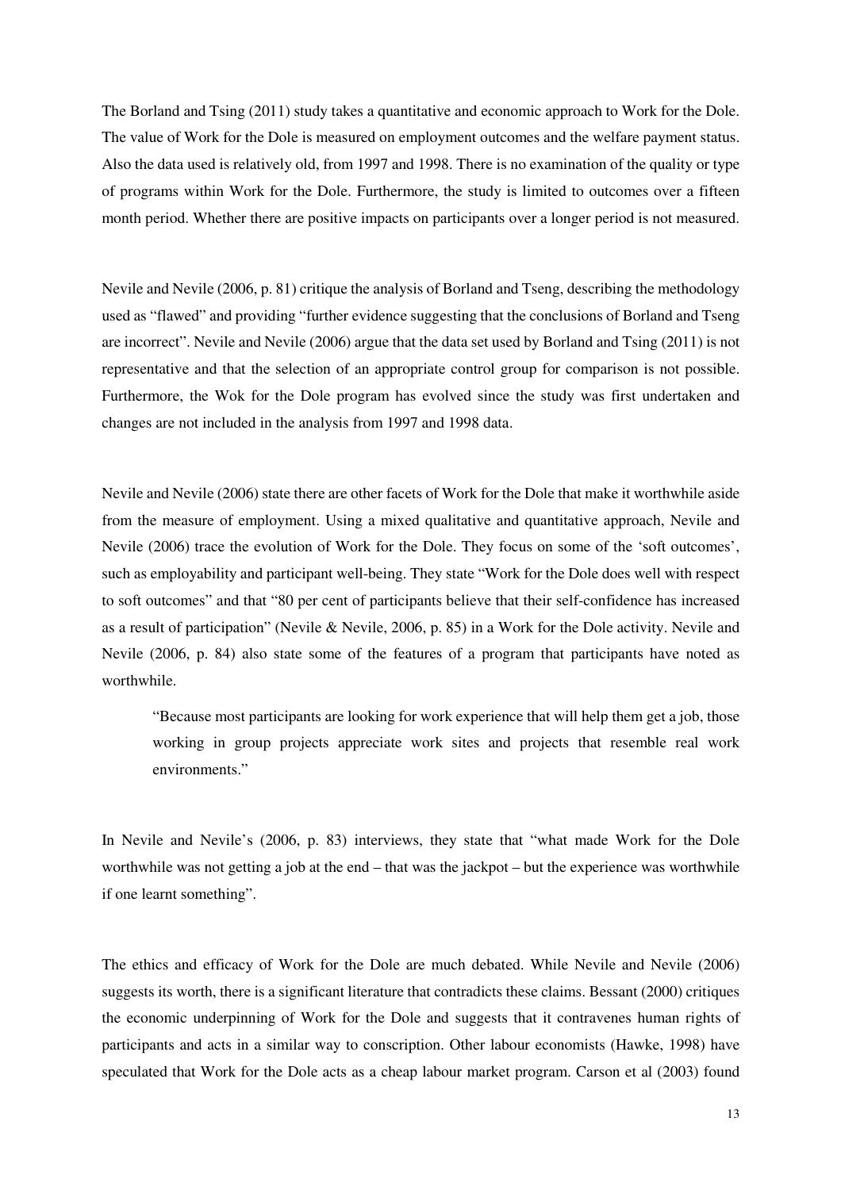The Borland and Tsing (2011) study takes a quantitative and economic approach to Work for the Dole. The value of Work for the Dole is measured on employment outcomes and the welfare payment status. Also the data used is relatively old, from 1997 and 1998. There is no examination of the quality or type of programs within Work for the Dole. Furthermore, the study is limited to outcomes over a fifteen month period. Whether there are positive impacts on participants over a longer period is not measured.

Nevile and Nevile (2006, p. 81) critique the analysis of Borland and Tseng, describing the methodology used as "flawed" and providing "further evidence suggesting that the conclusions of Borland and Tseng are incorrect". Nevile and Nevile (2006) argue that the data set used by Borland and Tsing (2011) is not representative and that the selection of an appropriate control group for comparison is not possible. Furthermore, the Wok for the Dole program has evolved since the study was first undertaken and changes are not included in the analysis from 1997 and 1998 data.

Nevile and Nevile (2006) state there are other facets of Work for the Dole that make it worthwhile aside from the measure of employment. Using a mixed qualitative and quantitative approach, Nevile and Nevile (2006) trace the evolution of Work for the Dole. They focus on some of the 'soft outcomes', such as employability and participant well-being. They state "Work for the Dole does well with respect to soft outcomes" and that "80 per cent of participants believe that their self-confidence has increased as a result of participation" (Nevile & Nevile, 2006, p. 85) in a Work for the Dole activity. Nevile and Nevile (2006, p. 84) also state some of the features of a program that participants have noted as worthwhile.

> "Because most participants are looking for work experience that will help them get a job, those working in group projects appreciate work sites and projects that resemble real work environments."

In Nevile and Nevile's (2006, p. 83) interviews, they state that "what made Work for the Dole worthwhile was not getting a job at the end – that was the jackpot – but the experience was worthwhile if one learnt something".

The ethics and efficacy of Work for the Dole are much debated. While Nevile and Nevile (2006) suggests its worth, there is a significant literature that contradicts these claims. Bessant (2000) critiques the economic underpinning of Work for the Dole and suggests that it contravenes human rights of participants and acts in a similar way to conscription. Other labour economists (Hawke, 1998) have speculated that Work for the Dole acts as a cheap labour market program. Carson et al (2003) found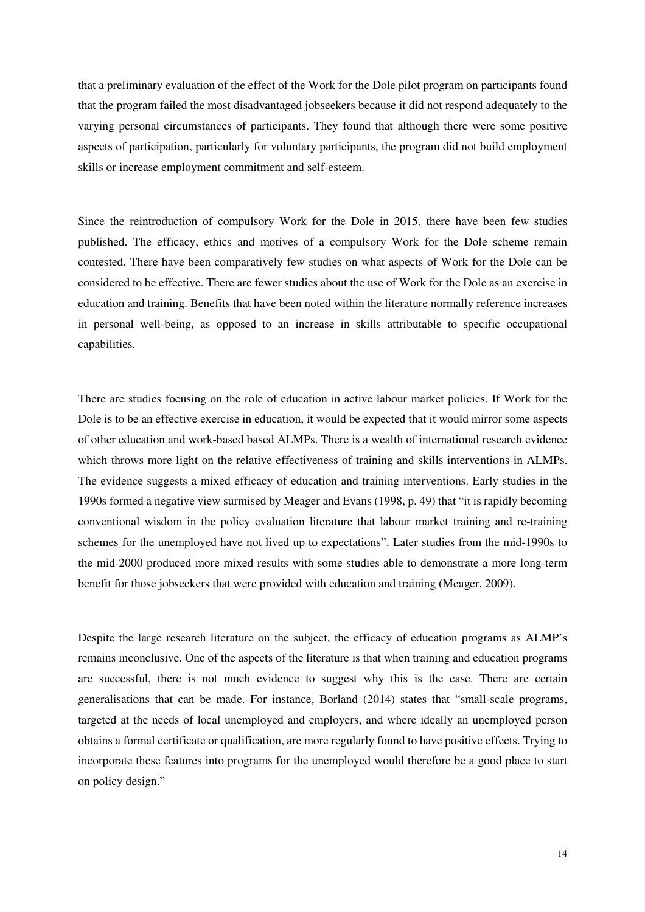that a preliminary evaluation of the effect of the Work for the Dole pilot program on participants found that the program failed the most disadvantaged jobseekers because it did not respond adequately to the varying personal circumstances of participants. They found that although there were some positive aspects of participation, particularly for voluntary participants, the program did not build employment skills or increase employment commitment and self-esteem.

Since the reintroduction of compulsory Work for the Dole in 2015, there have been few studies published. The efficacy, ethics and motives of a compulsory Work for the Dole scheme remain contested. There have been comparatively few studies on what aspects of Work for the Dole can be considered to be effective. There are fewer studies about the use of Work for the Dole as an exercise in education and training. Benefits that have been noted within the literature normally reference increases in personal well-being, as opposed to an increase in skills attributable to specific occupational capabilities.

There are studies focusing on the role of education in active labour market policies. If Work for the Dole is to be an effective exercise in education, it would be expected that it would mirror some aspects of other education and work-based based ALMPs. There is a wealth of international research evidence which throws more light on the relative effectiveness of training and skills interventions in ALMPs. The evidence suggests a mixed efficacy of education and training interventions. Early studies in the 1990s formed a negative view surmised by Meager and Evans (1998, p. 49) that "it is rapidly becoming conventional wisdom in the policy evaluation literature that labour market training and re-training schemes for the unemployed have not lived up to expectations". Later studies from the mid-1990s to the mid-2000 produced more mixed results with some studies able to demonstrate a more long-term benefit for those jobseekers that were provided with education and training (Meager, 2009).

Despite the large research literature on the subject, the efficacy of education programs as ALMP's remains inconclusive. One of the aspects of the literature is that when training and education programs are successful, there is not much evidence to suggest why this is the case. There are certain generalisations that can be made. For instance, Borland (2014) states that "small-scale programs, targeted at the needs of local unemployed and employers, and where ideally an unemployed person obtains a formal certificate or qualification, are more regularly found to have positive effects. Trying to incorporate these features into programs for the unemployed would therefore be a good place to start on policy design."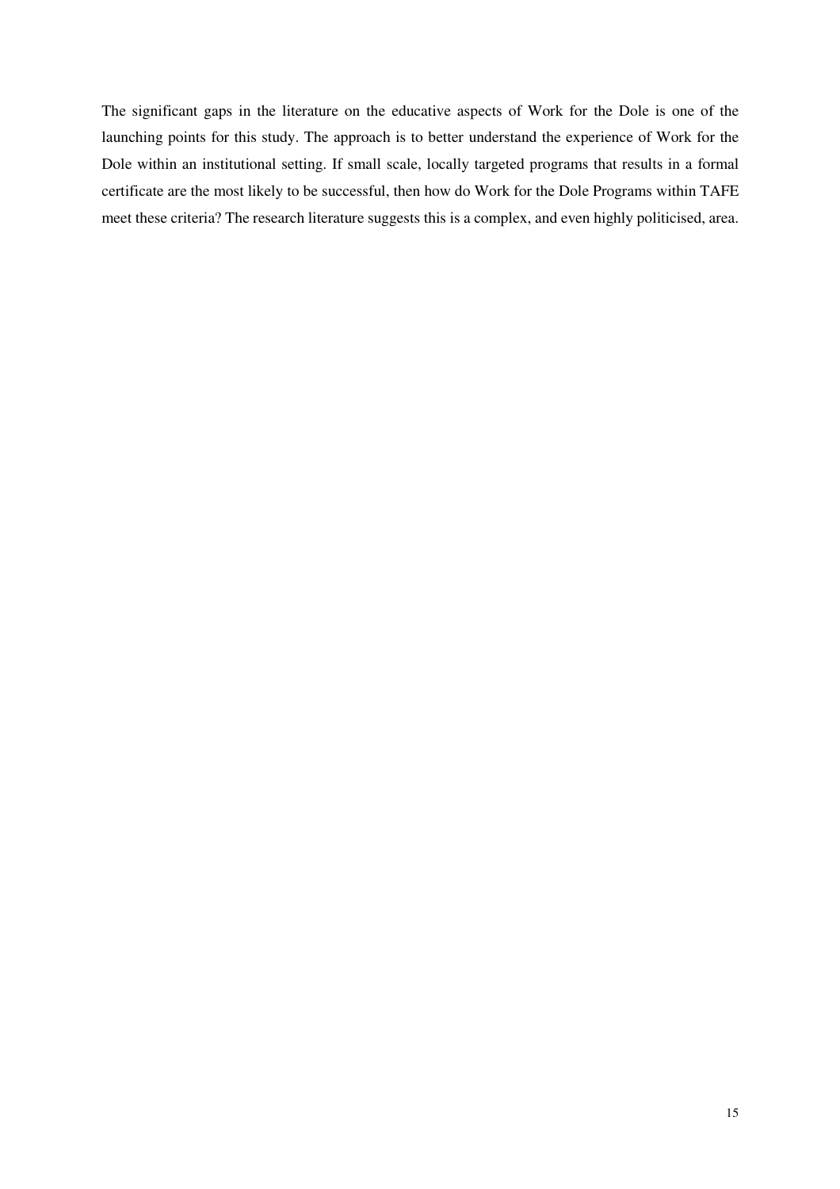The significant gaps in the literature on the educative aspects of Work for the Dole is one of the launching points for this study. The approach is to better understand the experience of Work for the Dole within an institutional setting. If small scale, locally targeted programs that results in a formal certificate are the most likely to be successful, then how do Work for the Dole Programs within TAFE meet these criteria? The research literature suggests this is a complex, and even highly politicised, area.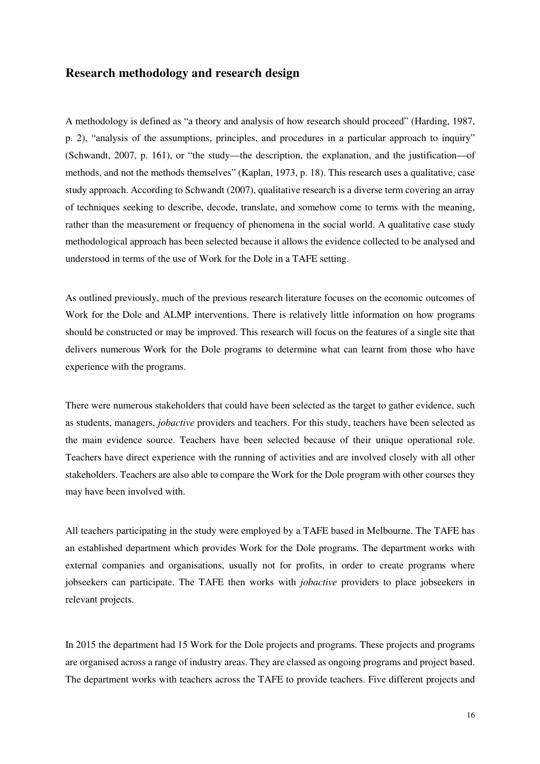## Research methodology and research design

A methodology is defined as "a theory and analysis of how research should proceed" (Harding, 1987, p. 2), "analysis of the assumptions, principles, and procedures in a particular approach to inquiry" (Schwandt, 2007, p. 161), or "the study—the description, the explanation, and the justification—of methods, and not the methods themselves" (Kaplan, 1973, p. 18). This research uses a qualitative, case study approach. According to Schwandt (2007), qualitative research is a diverse term covering an array of techniques seeking to describe, decode, translate, and somehow come to terms with the meaning, rather than the measurement or frequency of phenomena in the social world. A qualitative case study methodological approach has been selected because it allows the evidence collected to be analysed and understood in terms of the use of Work for the Dole in a TAFE setting.

As outlined previously, much of the previous research literature focuses on the economic outcomes of Work for the Dole and ALMP interventions. There is relatively little information on how programs should be constructed or may be improved. This research will focus on the features of a single site that delivers numerous Work for the Dole programs to determine what can learnt from those who have experience with the programs.

There were numerous stakeholders that could have been selected as the target to gather evidence, such as students, managers, *jobactive* providers and teachers. For this study, teachers have been selected as the main evidence source. Teachers have been selected because of their unique operational role. Teachers have direct experience with the running of activities and are involved closely with all other stakeholders. Teachers are also able to compare the Work for the Dole program with other courses they may have been involved with.

All teachers participating in the study were employed by a TAFE based in Melbourne. The TAFE has an established department which provides Work for the Dole programs. The department works with external companies and organisations, usually not for profits, in order to create programs where jobseekers can participate. The TAFE then works with *jobactive* providers to place jobseekers in relevant projects.

In 2015 the department had 15 Work for the Dole projects and programs. These projects and programs are organised across a range of industry areas. They are classed as ongoing programs and project based. The department works with teachers across the TAFE to provide teachers. Five different projects and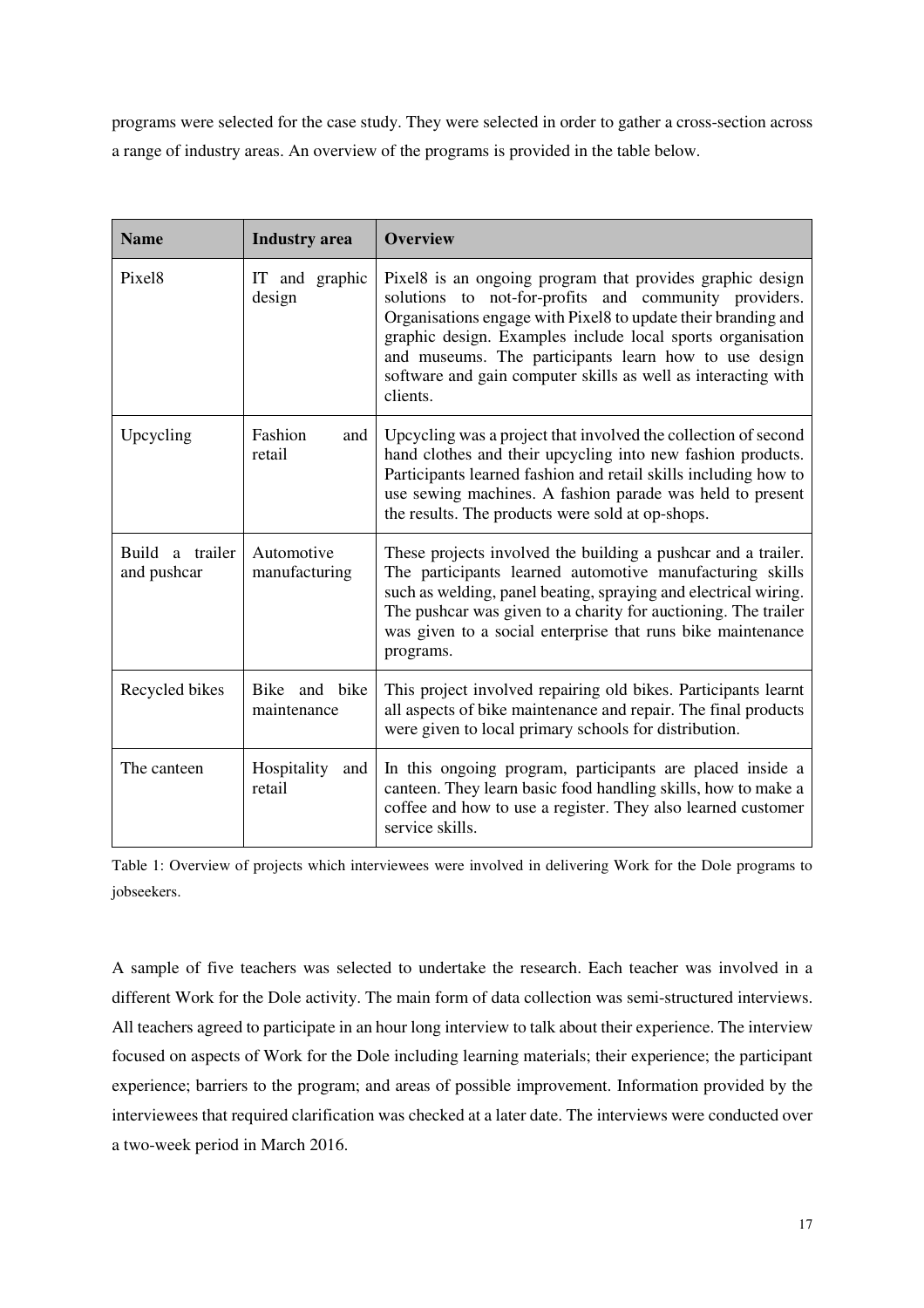programs were selected for the case study. They were selected in order to gather a cross-section across a range of industry areas. An overview of the programs is provided in the table below.

| Name | Industry area | Overview |
| --- | --- | --- |
| Pixel8 | IT and graphic design | Pixel8 is an ongoing program that provides graphic design solutions to not-for-profits and community providers. Organisations engage with Pixel8 to update their branding and graphic design. Examples include local sports organisation and museums. The participants learn how to use design software and gain computer skills as well as interacting with clients. |
| Upcycling | Fashion and retail | Upcycling was a project that involved the collection of second hand clothes and their upcycling into new fashion products. Participants learned fashion and retail skills including how to use sewing machines. A fashion parade was held to present the results. The products were sold at op-shops. |
| Build a trailer and pushcar | Automotive manufacturing | These projects involved the building a pushcar and a trailer. The participants learned automotive manufacturing skills such as welding, panel beating, spraying and electrical wiring. The pushcar was given to a charity for auctioning. The trailer was given to a social enterprise that runs bike maintenance programs. |
| Recycled bikes | Bike and bike maintenance | This project involved repairing old bikes. Participants learnt all aspects of bike maintenance and repair. The final products were given to local primary schools for distribution. |
| The canteen | Hospitality and retail | In this ongoing program, participants are placed inside a canteen. They learn basic food handling skills, how to make a coffee and how to use a register. They also learned customer service skills. |

Table 1: Overview of projects which interviewees were involved in delivering Work for the Dole programs to jobseekers.

A sample of five teachers was selected to undertake the research. Each teacher was involved in a different Work for the Dole activity. The main form of data collection was semi-structured interviews. All teachers agreed to participate in an hour long interview to talk about their experience. The interview focused on aspects of Work for the Dole including learning materials; their experience; the participant experience; barriers to the program; and areas of possible improvement. Information provided by the interviewees that required clarification was checked at a later date. The interviews were conducted over a two-week period in March 2016.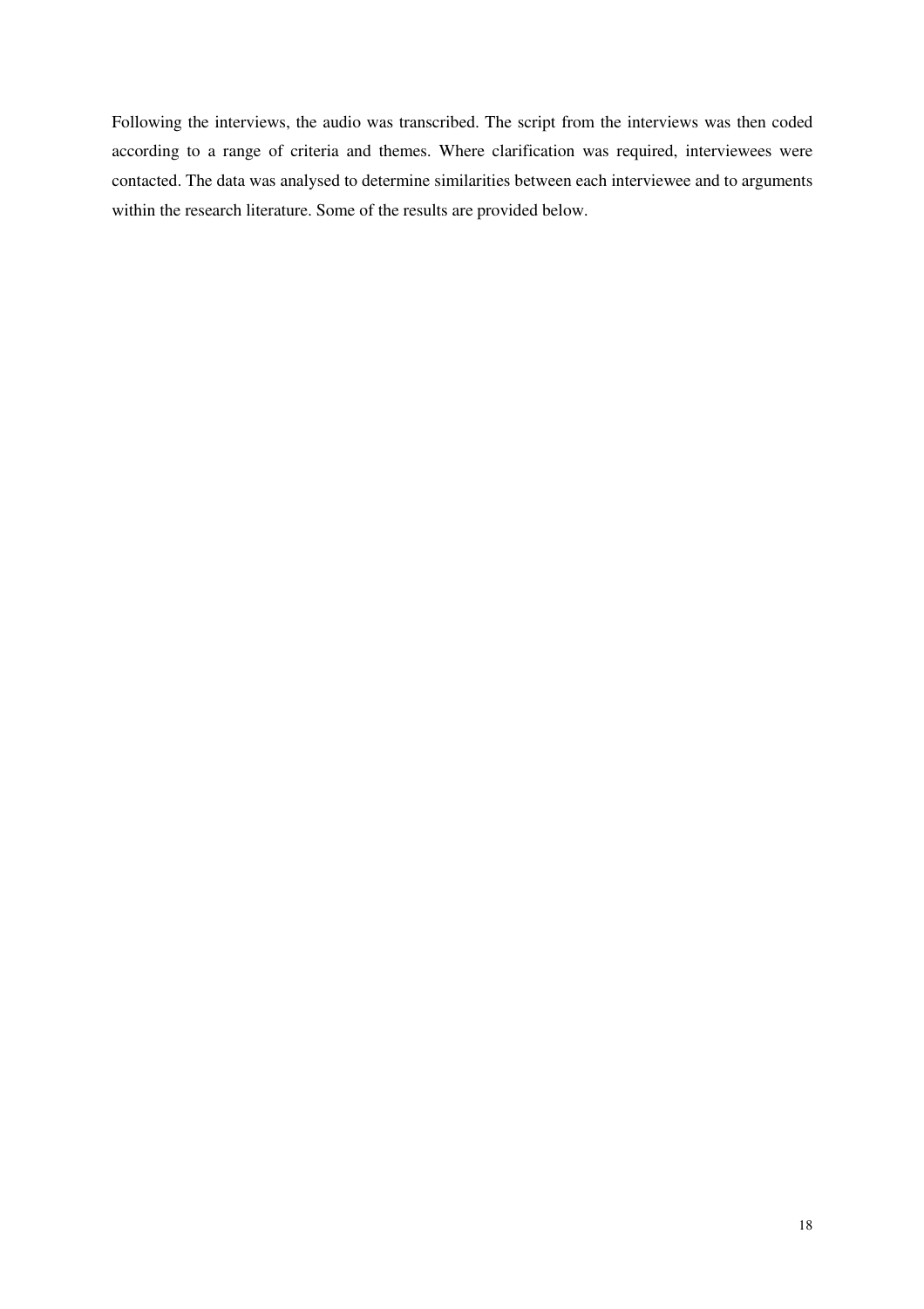Following the interviews, the audio was transcribed. The script from the interviews was then coded according to a range of criteria and themes. Where clarification was required, interviewees were contacted. The data was analysed to determine similarities between each interviewee and to arguments within the research literature. Some of the results are provided below.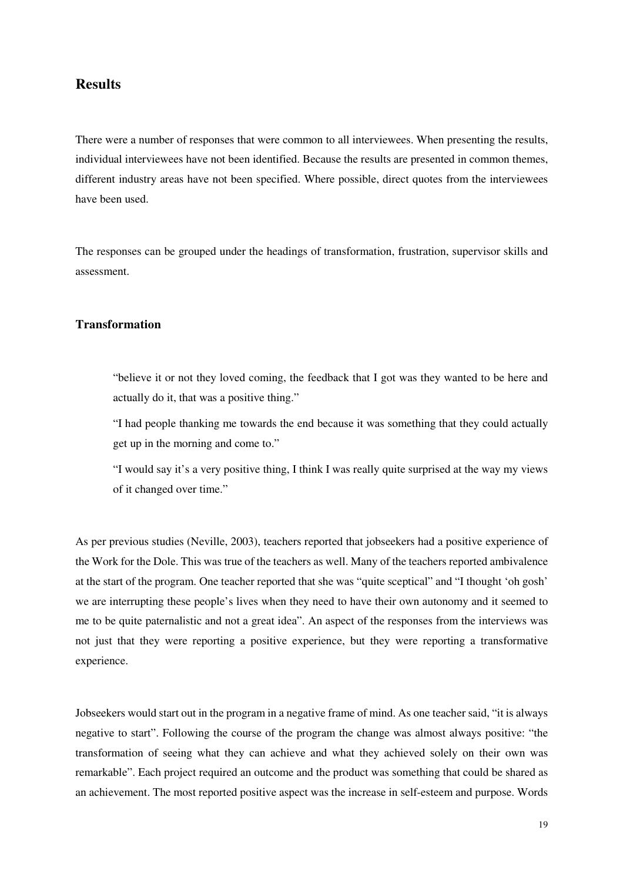## Results

There were a number of responses that were common to all interviewees. When presenting the results, individual interviewees have not been identified. Because the results are presented in common themes, different industry areas have not been specified. Where possible, direct quotes from the interviewees have been used.

The responses can be grouped under the headings of transformation, frustration, supervisor skills and assessment.

### Transformation

> "believe it or not they loved coming, the feedback that I got was they wanted to be here and actually do it, that was a positive thing."
>
> "I had people thanking me towards the end because it was something that they could actually get up in the morning and come to."
>
> "I would say it's a very positive thing, I think I was really quite surprised at the way my views of it changed over time."

As per previous studies (Neville, 2003), teachers reported that jobseekers had a positive experience of the Work for the Dole. This was true of the teachers as well. Many of the teachers reported ambivalence at the start of the program. One teacher reported that she was "quite sceptical" and "I thought 'oh gosh' we are interrupting these people's lives when they need to have their own autonomy and it seemed to me to be quite paternalistic and not a great idea". An aspect of the responses from the interviews was not just that they were reporting a positive experience, but they were reporting a transformative experience.

Jobseekers would start out in the program in a negative frame of mind. As one teacher said, "it is always negative to start". Following the course of the program the change was almost always positive: "the transformation of seeing what they can achieve and what they achieved solely on their own was remarkable". Each project required an outcome and the product was something that could be shared as an achievement. The most reported positive aspect was the increase in self-esteem and purpose. Words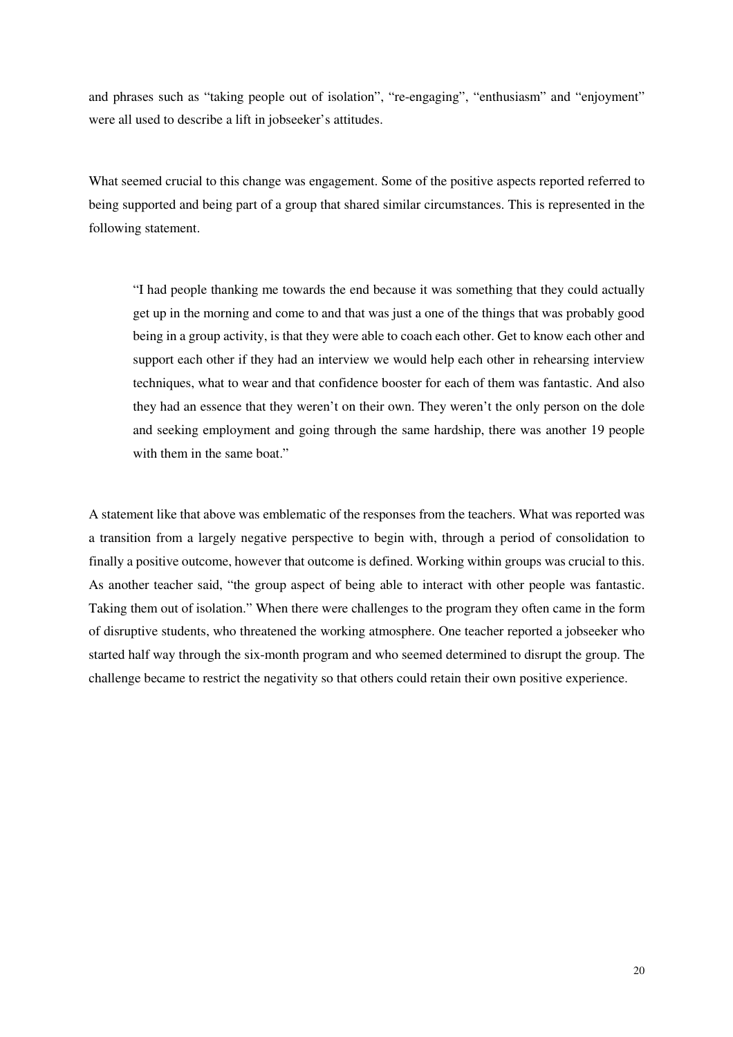and phrases such as "taking people out of isolation", "re-engaging", "enthusiasm" and "enjoyment" were all used to describe a lift in jobseeker's attitudes.

What seemed crucial to this change was engagement. Some of the positive aspects reported referred to being supported and being part of a group that shared similar circumstances. This is represented in the following statement.

> "I had people thanking me towards the end because it was something that they could actually get up in the morning and come to and that was just a one of the things that was probably good being in a group activity, is that they were able to coach each other. Get to know each other and support each other if they had an interview we would help each other in rehearsing interview techniques, what to wear and that confidence booster for each of them was fantastic. And also they had an essence that they weren't on their own. They weren't the only person on the dole and seeking employment and going through the same hardship, there was another 19 people with them in the same boat."

A statement like that above was emblematic of the responses from the teachers. What was reported was a transition from a largely negative perspective to begin with, through a period of consolidation to finally a positive outcome, however that outcome is defined. Working within groups was crucial to this. As another teacher said, "the group aspect of being able to interact with other people was fantastic. Taking them out of isolation." When there were challenges to the program they often came in the form of disruptive students, who threatened the working atmosphere. One teacher reported a jobseeker who started half way through the six-month program and who seemed determined to disrupt the group. The challenge became to restrict the negativity so that others could retain their own positive experience.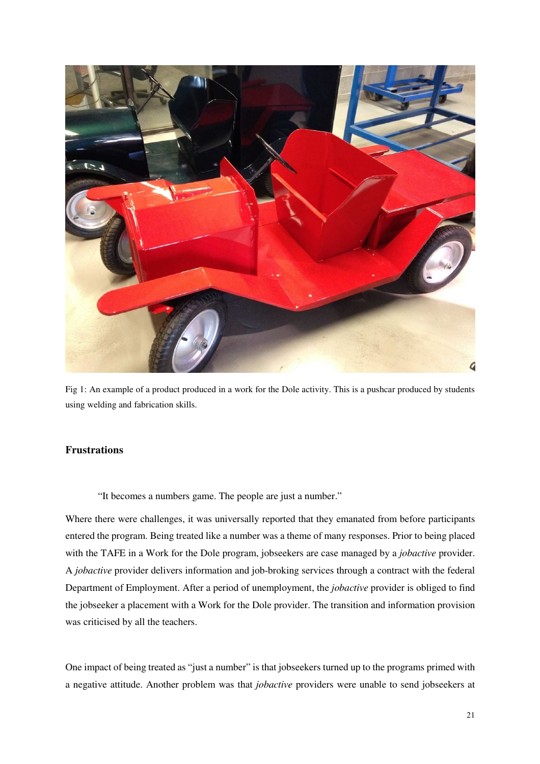Fig 1: An example of a product produced in a work for the Dole activity. This is a pushcar produced by students using welding and fabrication skills.

### Frustrations

> "It becomes a numbers game. The people are just a number."

Where there were challenges, it was universally reported that they emanated from before participants entered the program. Being treated like a number was a theme of many responses. Prior to being placed with the TAFE in a Work for the Dole program, jobseekers are case managed by a *jobactive* provider. A *jobactive* provider delivers information and job-broking services through a contract with the federal Department of Employment. After a period of unemployment, the *jobactive* provider is obliged to find the jobseeker a placement with a Work for the Dole provider. The transition and information provision was criticised by all the teachers.

One impact of being treated as "just a number" is that jobseekers turned up to the programs primed with a negative attitude. Another problem was that *jobactive* providers were unable to send jobseekers at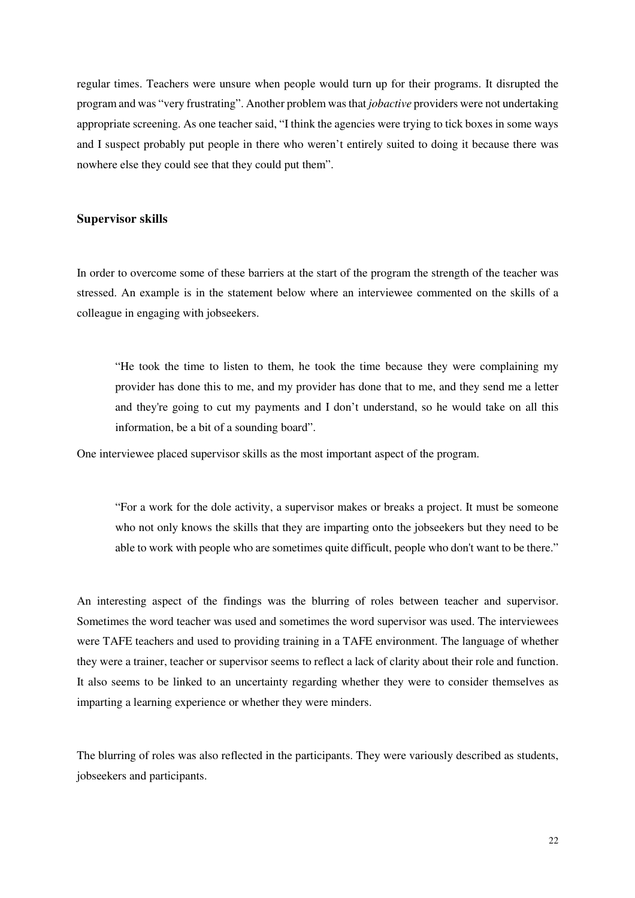regular times. Teachers were unsure when people would turn up for their programs. It disrupted the program and was "very frustrating". Another problem was that *jobactive* providers were not undertaking appropriate screening. As one teacher said, "I think the agencies were trying to tick boxes in some ways and I suspect probably put people in there who weren't entirely suited to doing it because there was nowhere else they could see that they could put them".

### Supervisor skills

In order to overcome some of these barriers at the start of the program the strength of the teacher was stressed. An example is in the statement below where an interviewee commented on the skills of a colleague in engaging with jobseekers.

> "He took the time to listen to them, he took the time because they were complaining my provider has done this to me, and my provider has done that to me, and they send me a letter and they're going to cut my payments and I don't understand, so he would take on all this information, be a bit of a sounding board".

One interviewee placed supervisor skills as the most important aspect of the program.

> "For a work for the dole activity, a supervisor makes or breaks a project. It must be someone who not only knows the skills that they are imparting onto the jobseekers but they need to be able to work with people who are sometimes quite difficult, people who don't want to be there."

An interesting aspect of the findings was the blurring of roles between teacher and supervisor. Sometimes the word teacher was used and sometimes the word supervisor was used. The interviewees were TAFE teachers and used to providing training in a TAFE environment. The language of whether they were a trainer, teacher or supervisor seems to reflect a lack of clarity about their role and function. It also seems to be linked to an uncertainty regarding whether they were to consider themselves as imparting a learning experience or whether they were minders.

The blurring of roles was also reflected in the participants. They were variously described as students, jobseekers and participants.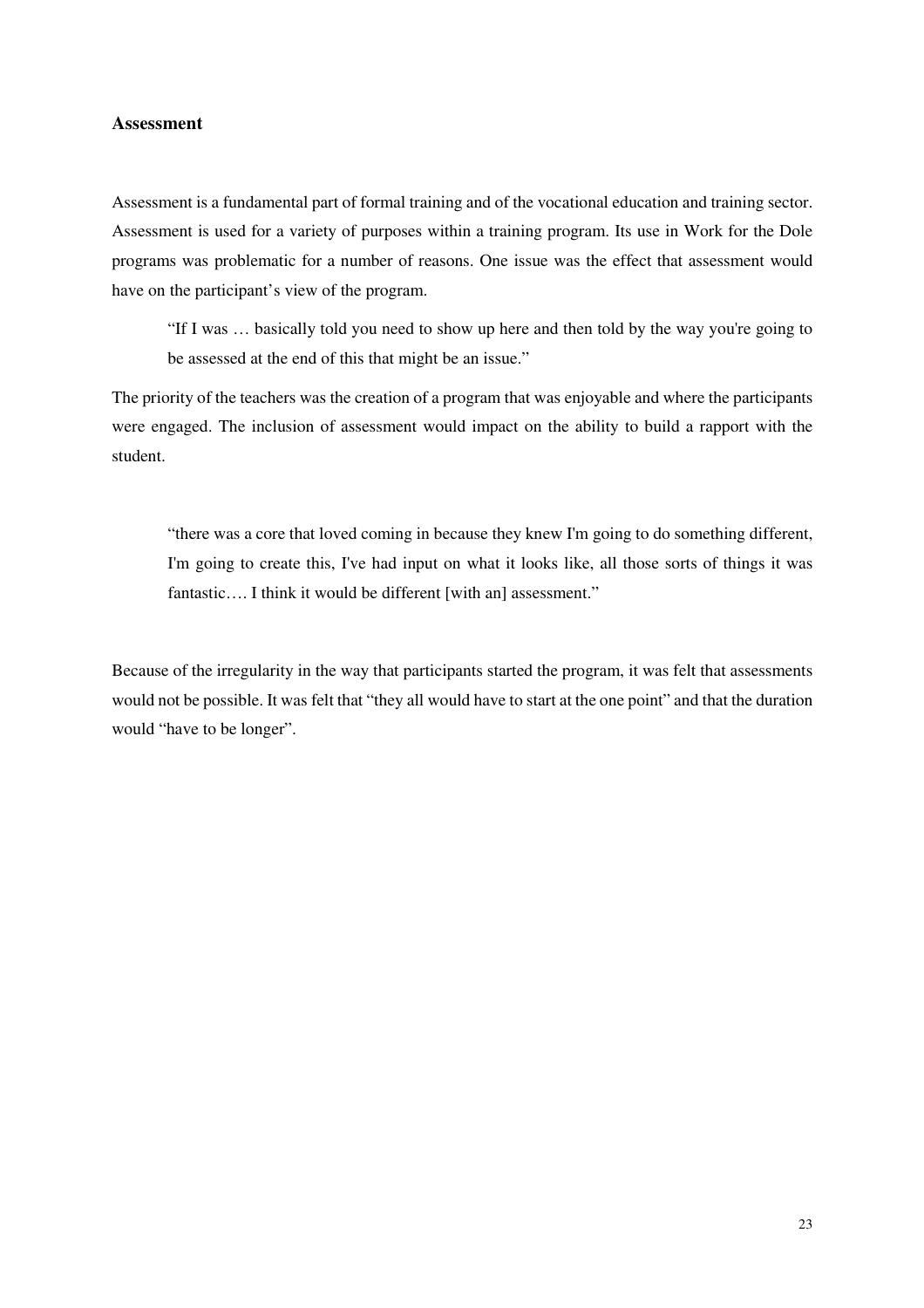### Assessment

Assessment is a fundamental part of formal training and of the vocational education and training sector. Assessment is used for a variety of purposes within a training program. Its use in Work for the Dole programs was problematic for a number of reasons. One issue was the effect that assessment would have on the participant's view of the program.

> "If I was … basically told you need to show up here and then told by the way you're going to be assessed at the end of this that might be an issue."

The priority of the teachers was the creation of a program that was enjoyable and where the participants were engaged. The inclusion of assessment would impact on the ability to build a rapport with the student.

> "there was a core that loved coming in because they knew I'm going to do something different, I'm going to create this, I've had input on what it looks like, all those sorts of things it was fantastic…. I think it would be different [with an] assessment."

Because of the irregularity in the way that participants started the program, it was felt that assessments would not be possible. It was felt that "they all would have to start at the one point" and that the duration would "have to be longer".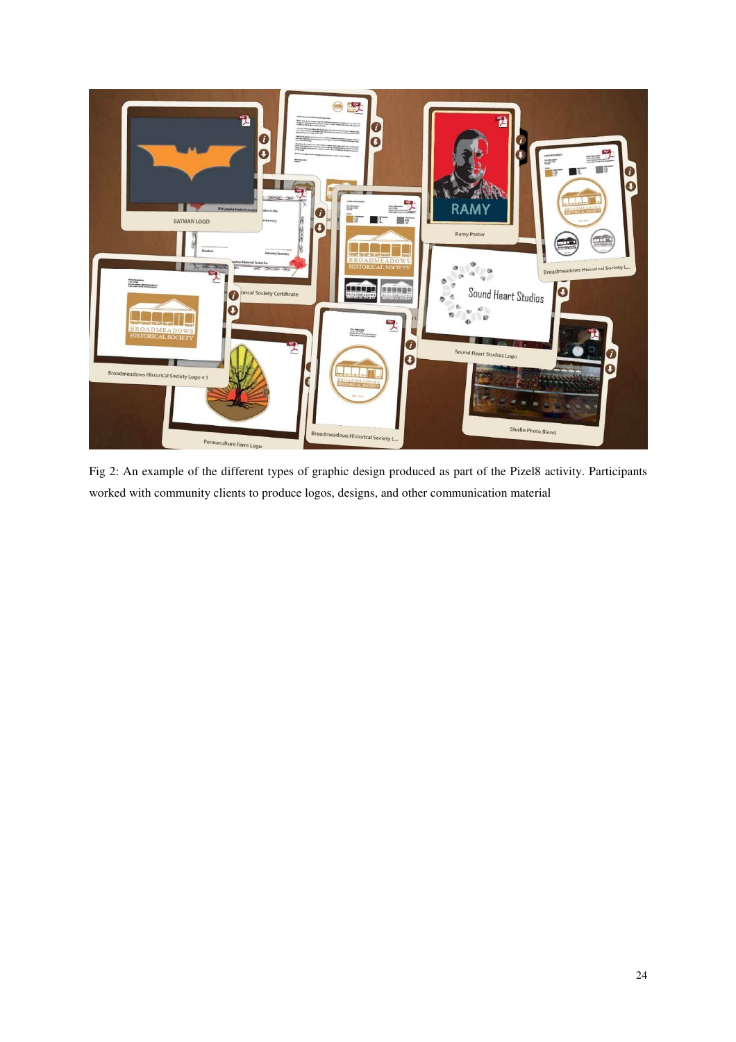Fig 2: An example of the different types of graphic design produced as part of the Pizel8 activity. Participants worked with community clients to produce logos, designs, and other communication material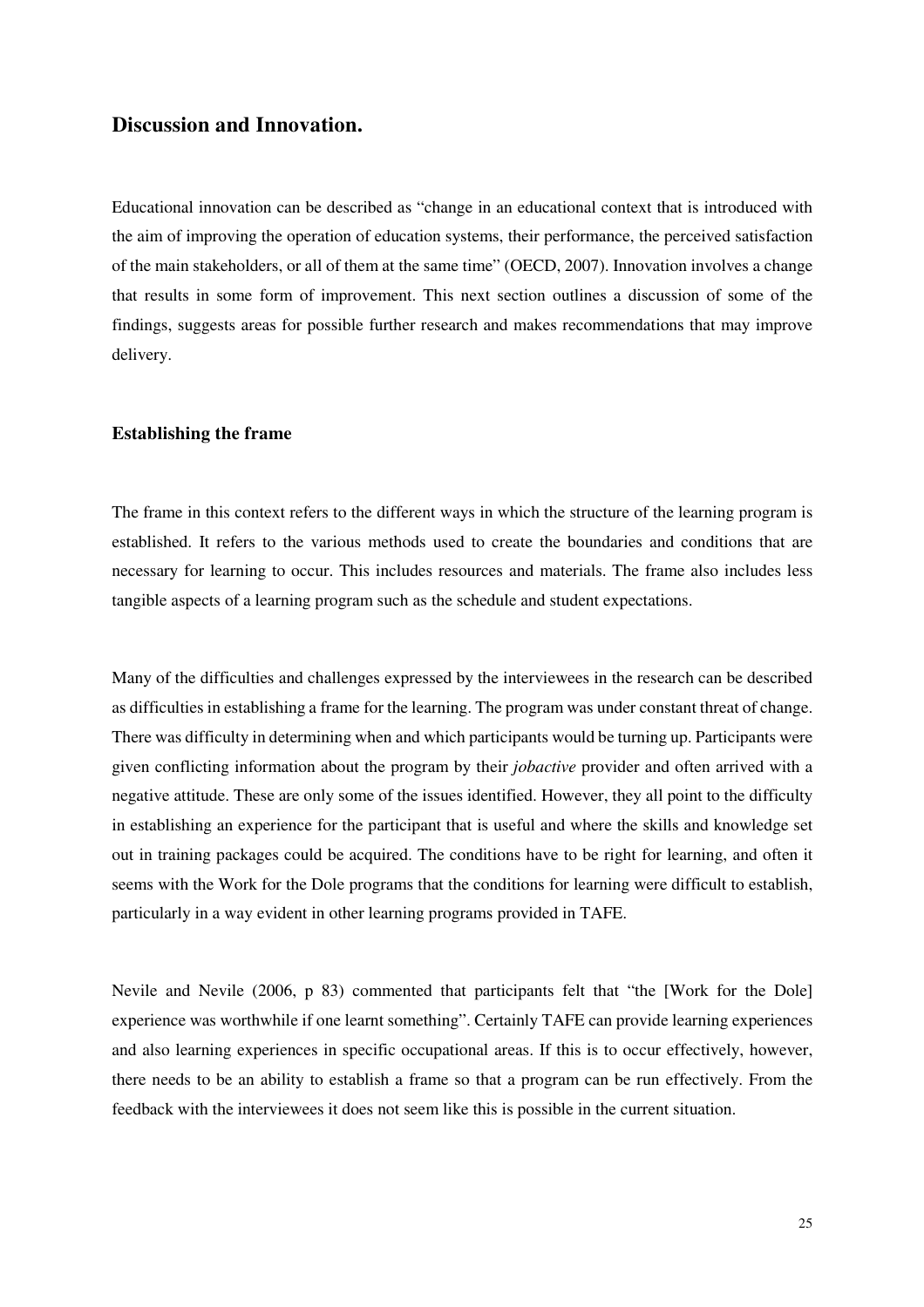## Discussion and Innovation.

Educational innovation can be described as "change in an educational context that is introduced with the aim of improving the operation of education systems, their performance, the perceived satisfaction of the main stakeholders, or all of them at the same time" (OECD, 2007). Innovation involves a change that results in some form of improvement. This next section outlines a discussion of some of the findings, suggests areas for possible further research and makes recommendations that may improve delivery.

### Establishing the frame

The frame in this context refers to the different ways in which the structure of the learning program is established. It refers to the various methods used to create the boundaries and conditions that are necessary for learning to occur. This includes resources and materials. The frame also includes less tangible aspects of a learning program such as the schedule and student expectations.

Many of the difficulties and challenges expressed by the interviewees in the research can be described as difficulties in establishing a frame for the learning. The program was under constant threat of change. There was difficulty in determining when and which participants would be turning up. Participants were given conflicting information about the program by their *jobactive* provider and often arrived with a negative attitude. These are only some of the issues identified. However, they all point to the difficulty in establishing an experience for the participant that is useful and where the skills and knowledge set out in training packages could be acquired. The conditions have to be right for learning, and often it seems with the Work for the Dole programs that the conditions for learning were difficult to establish, particularly in a way evident in other learning programs provided in TAFE.

Nevile and Nevile (2006, p 83) commented that participants felt that "the [Work for the Dole] experience was worthwhile if one learnt something". Certainly TAFE can provide learning experiences and also learning experiences in specific occupational areas. If this is to occur effectively, however, there needs to be an ability to establish a frame so that a program can be run effectively. From the feedback with the interviewees it does not seem like this is possible in the current situation.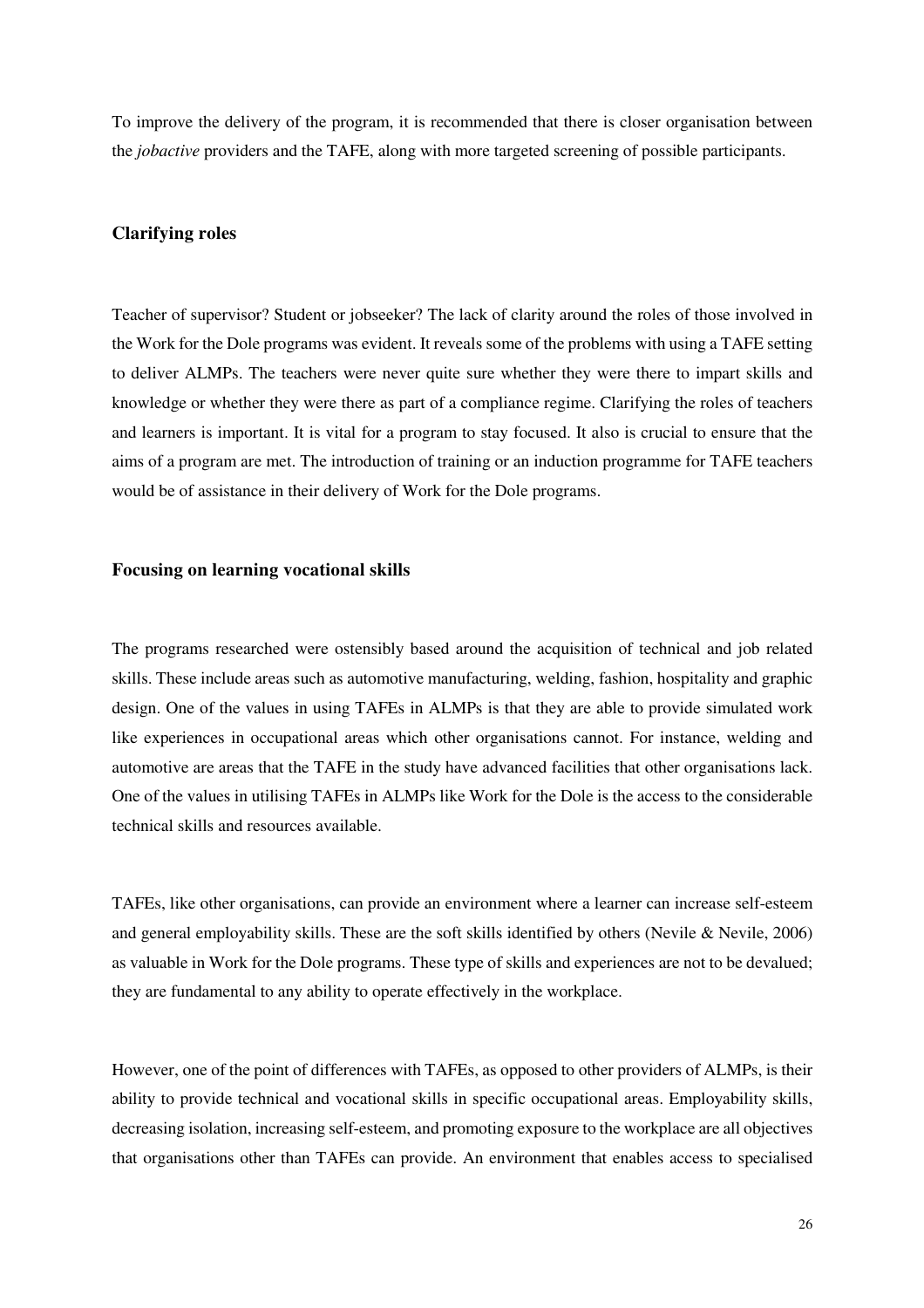To improve the delivery of the program, it is recommended that there is closer organisation between the *jobactive* providers and the TAFE, along with more targeted screening of possible participants.

### Clarifying roles

Teacher of supervisor? Student or jobseeker? The lack of clarity around the roles of those involved in the Work for the Dole programs was evident. It reveals some of the problems with using a TAFE setting to deliver ALMPs. The teachers were never quite sure whether they were there to impart skills and knowledge or whether they were there as part of a compliance regime. Clarifying the roles of teachers and learners is important. It is vital for a program to stay focused. It also is crucial to ensure that the aims of a program are met. The introduction of training or an induction programme for TAFE teachers would be of assistance in their delivery of Work for the Dole programs.

### Focusing on learning vocational skills

The programs researched were ostensibly based around the acquisition of technical and job related skills. These include areas such as automotive manufacturing, welding, fashion, hospitality and graphic design. One of the values in using TAFEs in ALMPs is that they are able to provide simulated work like experiences in occupational areas which other organisations cannot. For instance, welding and automotive are areas that the TAFE in the study have advanced facilities that other organisations lack. One of the values in utilising TAFEs in ALMPs like Work for the Dole is the access to the considerable technical skills and resources available.

TAFEs, like other organisations, can provide an environment where a learner can increase self-esteem and general employability skills. These are the soft skills identified by others (Nevile & Nevile, 2006) as valuable in Work for the Dole programs. These type of skills and experiences are not to be devalued; they are fundamental to any ability to operate effectively in the workplace.

However, one of the point of differences with TAFEs, as opposed to other providers of ALMPs, is their ability to provide technical and vocational skills in specific occupational areas. Employability skills, decreasing isolation, increasing self-esteem, and promoting exposure to the workplace are all objectives that organisations other than TAFEs can provide. An environment that enables access to specialised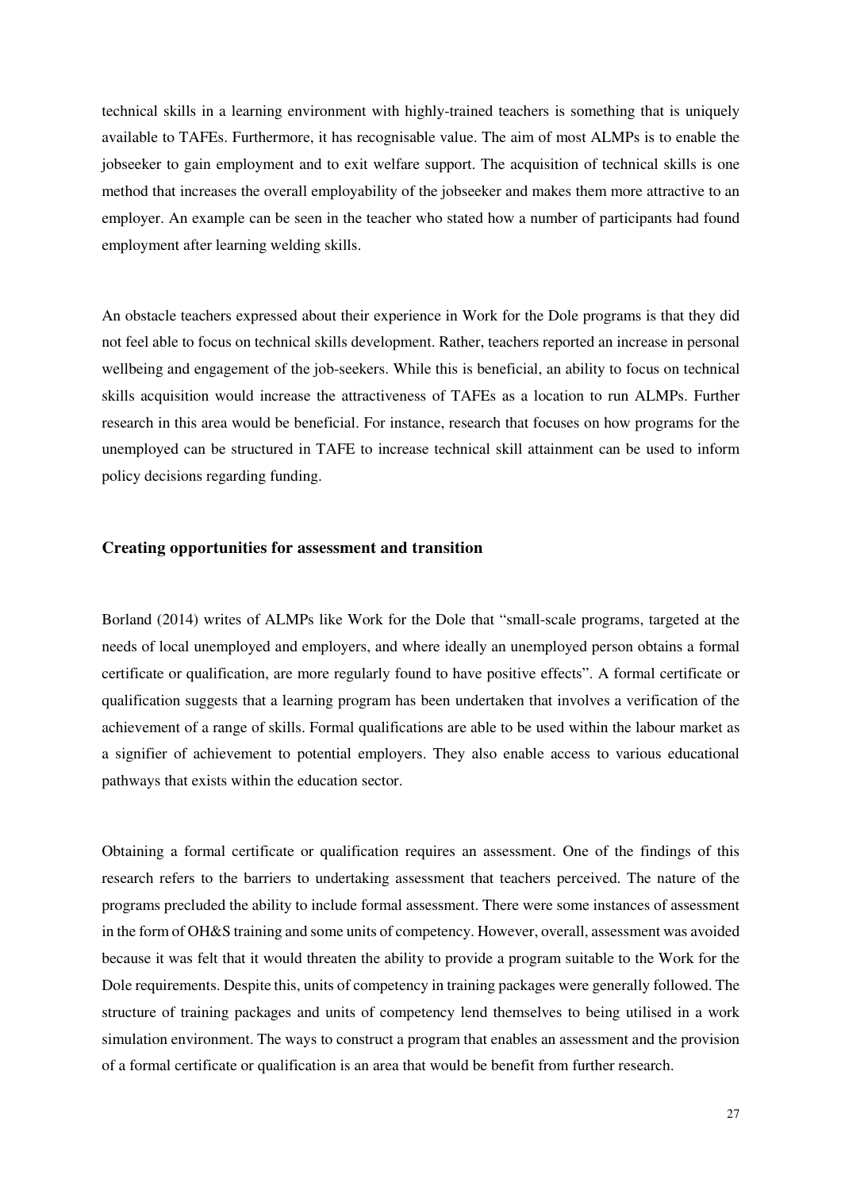technical skills in a learning environment with highly-trained teachers is something that is uniquely available to TAFEs. Furthermore, it has recognisable value. The aim of most ALMPs is to enable the jobseeker to gain employment and to exit welfare support. The acquisition of technical skills is one method that increases the overall employability of the jobseeker and makes them more attractive to an employer. An example can be seen in the teacher who stated how a number of participants had found employment after learning welding skills.

An obstacle teachers expressed about their experience in Work for the Dole programs is that they did not feel able to focus on technical skills development. Rather, teachers reported an increase in personal wellbeing and engagement of the job-seekers. While this is beneficial, an ability to focus on technical skills acquisition would increase the attractiveness of TAFEs as a location to run ALMPs. Further research in this area would be beneficial. For instance, research that focuses on how programs for the unemployed can be structured in TAFE to increase technical skill attainment can be used to inform policy decisions regarding funding.

### Creating opportunities for assessment and transition

Borland (2014) writes of ALMPs like Work for the Dole that "small-scale programs, targeted at the needs of local unemployed and employers, and where ideally an unemployed person obtains a formal certificate or qualification, are more regularly found to have positive effects". A formal certificate or qualification suggests that a learning program has been undertaken that involves a verification of the achievement of a range of skills. Formal qualifications are able to be used within the labour market as a signifier of achievement to potential employers. They also enable access to various educational pathways that exists within the education sector.

Obtaining a formal certificate or qualification requires an assessment. One of the findings of this research refers to the barriers to undertaking assessment that teachers perceived. The nature of the programs precluded the ability to include formal assessment. There were some instances of assessment in the form of OH&S training and some units of competency. However, overall, assessment was avoided because it was felt that it would threaten the ability to provide a program suitable to the Work for the Dole requirements. Despite this, units of competency in training packages were generally followed. The structure of training packages and units of competency lend themselves to being utilised in a work simulation environment. The ways to construct a program that enables an assessment and the provision of a formal certificate or qualification is an area that would be benefit from further research.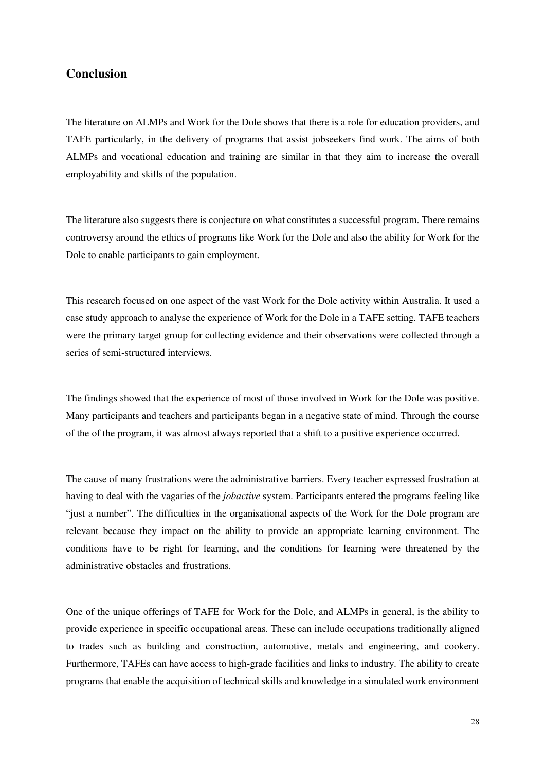## Conclusion

The literature on ALMPs and Work for the Dole shows that there is a role for education providers, and TAFE particularly, in the delivery of programs that assist jobseekers find work. The aims of both ALMPs and vocational education and training are similar in that they aim to increase the overall employability and skills of the population.

The literature also suggests there is conjecture on what constitutes a successful program. There remains controversy around the ethics of programs like Work for the Dole and also the ability for Work for the Dole to enable participants to gain employment.

This research focused on one aspect of the vast Work for the Dole activity within Australia. It used a case study approach to analyse the experience of Work for the Dole in a TAFE setting. TAFE teachers were the primary target group for collecting evidence and their observations were collected through a series of semi-structured interviews.

The findings showed that the experience of most of those involved in Work for the Dole was positive. Many participants and teachers and participants began in a negative state of mind. Through the course of the of the program, it was almost always reported that a shift to a positive experience occurred.

The cause of many frustrations were the administrative barriers. Every teacher expressed frustration at having to deal with the vagaries of the *jobactive* system. Participants entered the programs feeling like "just a number". The difficulties in the organisational aspects of the Work for the Dole program are relevant because they impact on the ability to provide an appropriate learning environment. The conditions have to be right for learning, and the conditions for learning were threatened by the administrative obstacles and frustrations.

One of the unique offerings of TAFE for Work for the Dole, and ALMPs in general, is the ability to provide experience in specific occupational areas. These can include occupations traditionally aligned to trades such as building and construction, automotive, metals and engineering, and cookery. Furthermore, TAFEs can have access to high-grade facilities and links to industry. The ability to create programs that enable the acquisition of technical skills and knowledge in a simulated work environment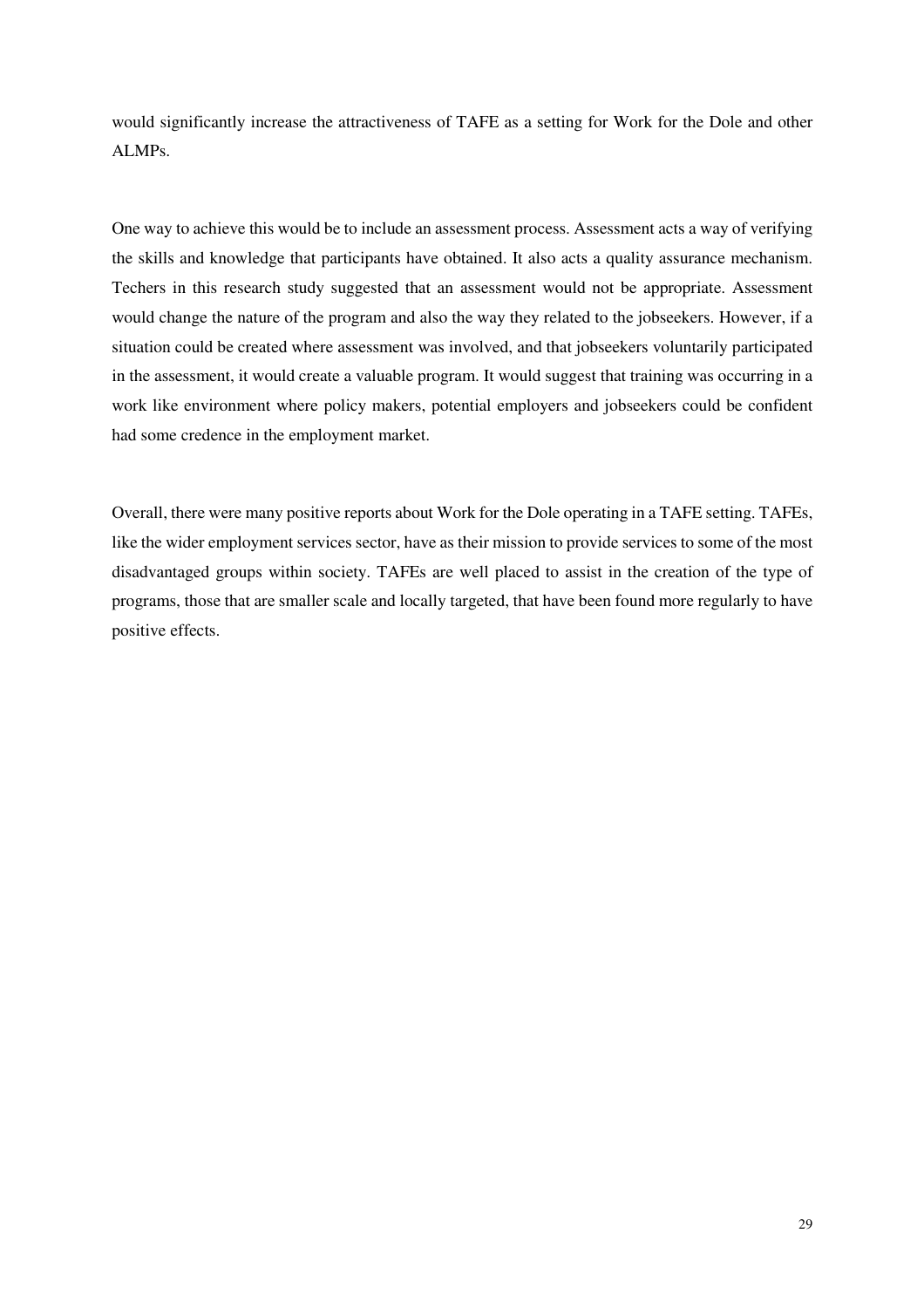would significantly increase the attractiveness of TAFE as a setting for Work for the Dole and other ALMPs.

One way to achieve this would be to include an assessment process. Assessment acts a way of verifying the skills and knowledge that participants have obtained. It also acts a quality assurance mechanism. Techers in this research study suggested that an assessment would not be appropriate. Assessment would change the nature of the program and also the way they related to the jobseekers. However, if a situation could be created where assessment was involved, and that jobseekers voluntarily participated in the assessment, it would create a valuable program. It would suggest that training was occurring in a work like environment where policy makers, potential employers and jobseekers could be confident had some credence in the employment market.

Overall, there were many positive reports about Work for the Dole operating in a TAFE setting. TAFEs, like the wider employment services sector, have as their mission to provide services to some of the most disadvantaged groups within society. TAFEs are well placed to assist in the creation of the type of programs, those that are smaller scale and locally targeted, that have been found more regularly to have positive effects.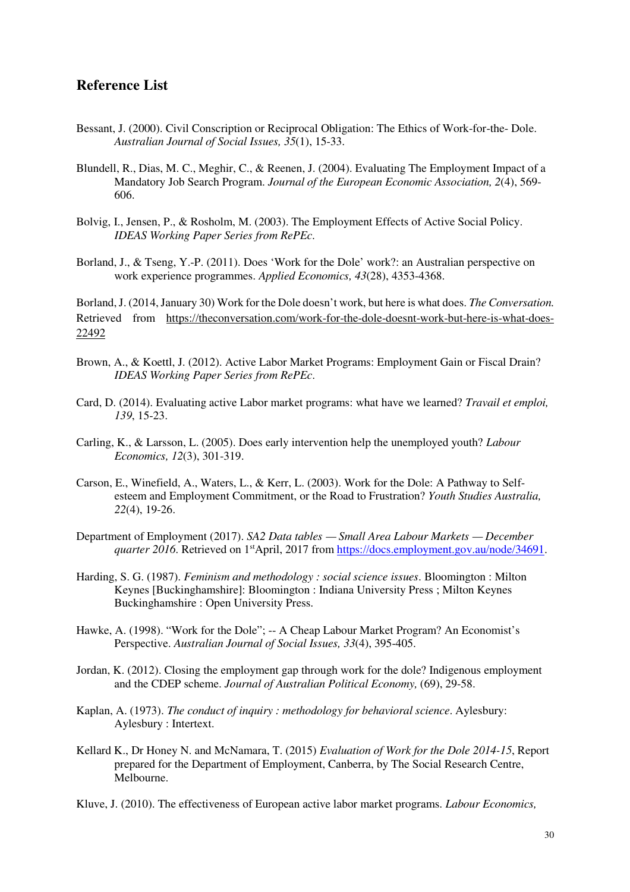## Reference List

Bessant, J. (2000). Civil Conscription or Reciprocal Obligation: The Ethics of Work-for-the- Dole. *Australian Journal of Social Issues, 35*(1), 15-33.

Blundell, R., Dias, M. C., Meghir, C., & Reenen, J. (2004). Evaluating The Employment Impact of a Mandatory Job Search Program. *Journal of the European Economic Association, 2*(4), 569-606.

Bolvig, I., Jensen, P., & Rosholm, M. (2003). The Employment Effects of Active Social Policy. *IDEAS Working Paper Series from RePEc*.

Borland, J., & Tseng, Y.-P. (2011). Does 'Work for the Dole' work?: an Australian perspective on work experience programmes. *Applied Economics, 43*(28), 4353-4368.

Borland, J. (2014, January 30) Work for the Dole doesn't work, but here is what does. *The Conversation.* Retrieved from https://theconversation.com/work-for-the-dole-doesnt-work-but-here-is-what-does-22492

Brown, A., & Koettl, J. (2012). Active Labor Market Programs: Employment Gain or Fiscal Drain? *IDEAS Working Paper Series from RePEc*.

Card, D. (2014). Evaluating active Labor market programs: what have we learned? *Travail et emploi, 139*, 15-23.

Carling, K., & Larsson, L. (2005). Does early intervention help the unemployed youth? *Labour Economics, 12*(3), 301-319.

Carson, E., Winefield, A., Waters, L., & Kerr, L. (2003). Work for the Dole: A Pathway to Self-esteem and Employment Commitment, or the Road to Frustration? *Youth Studies Australia, 22*(4), 19-26.

Department of Employment (2017). *SA2 Data tables — Small Area Labour Markets — December quarter 2016*. Retrieved on 1st April, 2017 from https://docs.employment.gov.au/node/34691.

Harding, S. G. (1987). *Feminism and methodology : social science issues*. Bloomington : Milton Keynes [Buckinghamshire]: Bloomington : Indiana University Press ; Milton Keynes Buckinghamshire : Open University Press.

Hawke, A. (1998). "Work for the Dole"; -- A Cheap Labour Market Program? An Economist's Perspective. *Australian Journal of Social Issues, 33*(4), 395-405.

Jordan, K. (2012). Closing the employment gap through work for the dole? Indigenous employment and the CDEP scheme. *Journal of Australian Political Economy,* (69), 29-58.

Kaplan, A. (1973). *The conduct of inquiry : methodology for behavioral science*. Aylesbury: Aylesbury : Intertext.

Kellard K., Dr Honey N. and McNamara, T. (2015) *Evaluation of Work for the Dole 2014-15*, Report prepared for the Department of Employment, Canberra, by The Social Research Centre, Melbourne.

Kluve, J. (2010). The effectiveness of European active labor market programs. *Labour Economics,*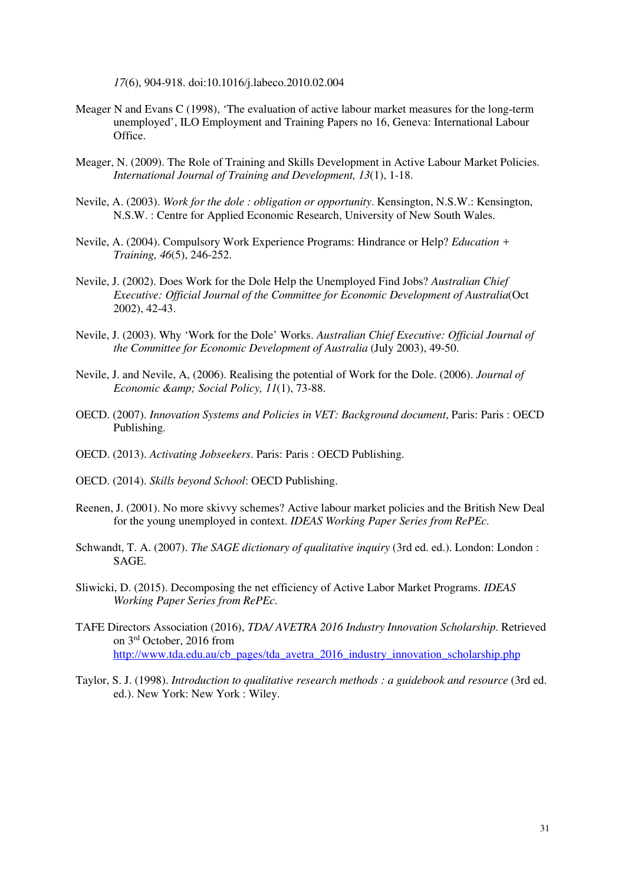*17*(6), 904-918. doi:10.1016/j.labeco.2010.02.004

Meager N and Evans C (1998), 'The evaluation of active labour market measures for the long-term unemployed', ILO Employment and Training Papers no 16, Geneva: International Labour Office.

Meager, N. (2009). The Role of Training and Skills Development in Active Labour Market Policies. *International Journal of Training and Development, 13*(1), 1-18.

Nevile, A. (2003). *Work for the dole : obligation or opportunity*. Kensington, N.S.W.: Kensington, N.S.W. : Centre for Applied Economic Research, University of New South Wales.

Nevile, A. (2004). Compulsory Work Experience Programs: Hindrance or Help? *Education + Training, 46*(5), 246-252.

Nevile, J. (2002). Does Work for the Dole Help the Unemployed Find Jobs? *Australian Chief Executive: Official Journal of the Committee for Economic Development of Australia*(Oct 2002), 42-43.

Nevile, J. (2003). Why 'Work for the Dole' Works. *Australian Chief Executive: Official Journal of the Committee for Economic Development of Australia* (July 2003), 49-50.

Nevile, J. and Nevile, A, (2006). Realising the potential of Work for the Dole. (2006). *Journal of Economic &amp; Social Policy, 11*(1), 73-88.

OECD. (2007). *Innovation Systems and Policies in VET: Background document*, Paris: Paris : OECD Publishing.

OECD. (2013). *Activating Jobseekers*. Paris: Paris : OECD Publishing.

OECD. (2014). *Skills beyond School*: OECD Publishing.

Reenen, J. (2001). No more skivvy schemes? Active labour market policies and the British New Deal for the young unemployed in context. *IDEAS Working Paper Series from RePEc*.

Schwandt, T. A. (2007). *The SAGE dictionary of qualitative inquiry* (3rd ed. ed.). London: London : SAGE.

Sliwicki, D. (2015). Decomposing the net efficiency of Active Labor Market Programs. *IDEAS Working Paper Series from RePEc*.

TAFE Directors Association (2016), *TDA/ AVETRA 2016 Industry Innovation Scholarship*. Retrieved on 3rd October, 2016 from http://www.tda.edu.au/cb_pages/tda_avetra_2016_industry_innovation_scholarship.php

Taylor, S. J. (1998). *Introduction to qualitative research methods : a guidebook and resource* (3rd ed. ed.). New York: New York : Wiley.